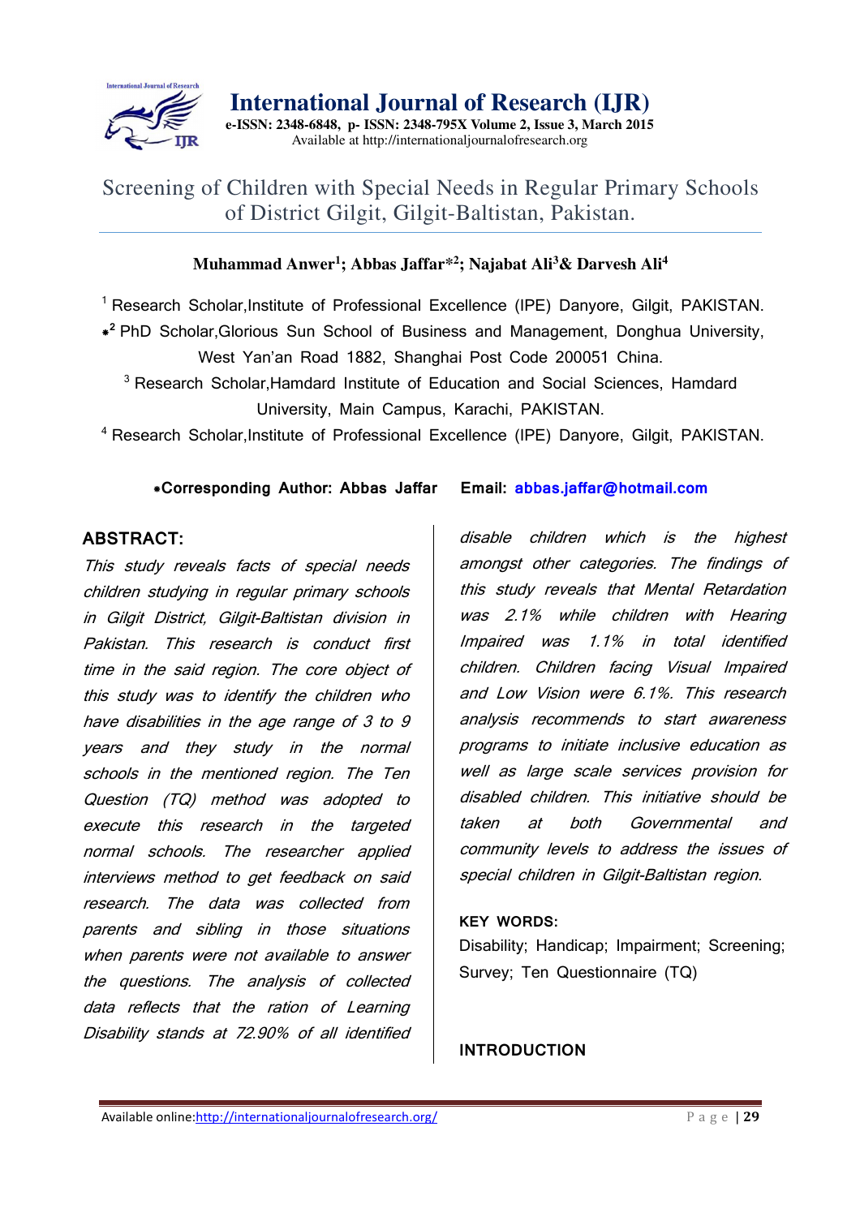# Screening of Children with Special Needs in Regular Primary Schools of District Gilgit, Gilgit-Baltistan, Pakistan.

**Muhammad Anwer[1]; Abbas Jaffar*[2]; Najabat Ali[3] & Darvesh Ali[4]**

[1] Research Scholar, Institute of Professional Excellence (IPE) Danyore, Gilgit, PAKISTAN.

*[2] PhD Scholar, Glorious Sun School of Business and Management, Donghua University, West Yan'an Road 1882, Shanghai Post Code 200051 China.

[3] Research Scholar, Hamdard Institute of Education and Social Sciences, Hamdard University, Main Campus, Karachi, PAKISTAN.

[4] Research Scholar, Institute of Professional Excellence (IPE) Danyore, Gilgit, PAKISTAN.

*Corresponding Author: Abbas Jaffar Email: abbas.jaffar@hotmail.com

## ABSTRACT:

*This study reveals facts of special needs children studying in regular primary schools in Gilgit District, Gilgit-Baltistan division in Pakistan. This research is conduct first time in the said region. The core object of this study was to identify the children who have disabilities in the age range of 3 to 9 years and they study in the normal schools in the mentioned region. The Ten Question (TQ) method was adopted to execute this research in the targeted normal schools. The researcher applied interviews method to get feedback on said research. The data was collected from parents and sibling in those situations when parents were not available to answer the questions. The analysis of collected data reflects that the ration of Learning Disability stands at 72.90% of all identified disable children which is the highest amongst other categories. The findings of this study reveals that Mental Retardation was 2.1% while children with Hearing Impaired was 1.1% in total identified children. Children facing Visual Impaired and Low Vision were 6.1%. This research analysis recommends to start awareness programs to initiate inclusive education as well as large scale services provision for disabled children. This initiative should be taken at both Governmental and community levels to address the issues of special children in Gilgit-Baltistan region.*

**KEY WORDS:**

Disability; Handicap; Impairment; Screening; Survey; Ten Questionnaire (TQ)

## INTRODUCTION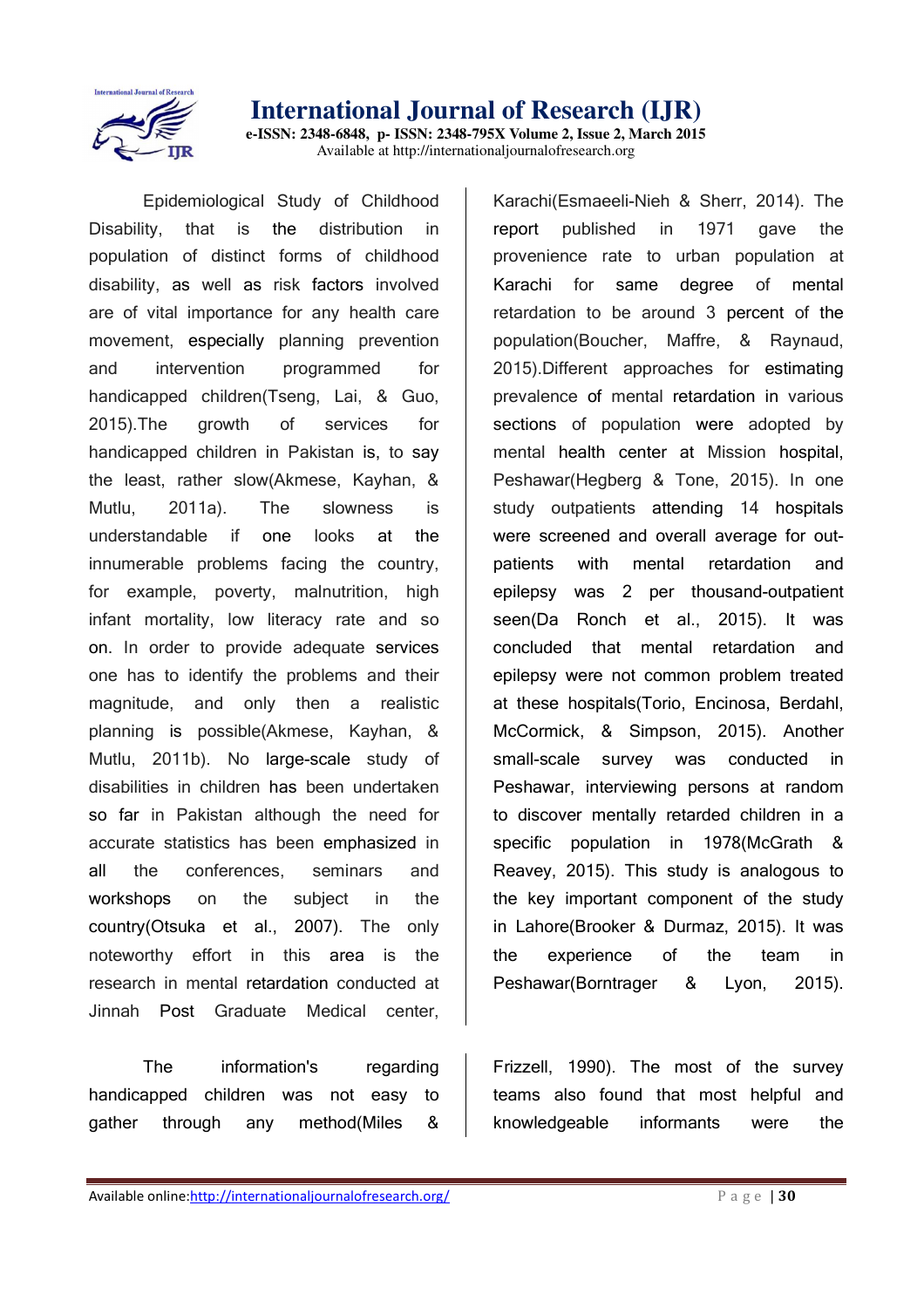Epidemiological Study of Childhood Disability, that is the distribution in population of distinct forms of childhood disability, as well as risk factors involved are of vital importance for any health care movement, especially planning prevention and intervention programmed for handicapped children(Tseng, Lai, & Guo, 2015).The growth of services for handicapped children in Pakistan is, to say the least, rather slow(Akmese, Kayhan, & Mutlu, 2011a). The slowness is understandable if one looks at the innumerable problems facing the country, for example, poverty, malnutrition, high infant mortality, low literacy rate and so on. In order to provide adequate services one has to identify the problems and their magnitude, and only then a realistic planning is possible(Akmese, Kayhan, & Mutlu, 2011b). No large-scale study of disabilities in children has been undertaken so far in Pakistan although the need for accurate statistics has been emphasized in all the conferences, seminars and workshops on the subject in the country(Otsuka et al., 2007). The only noteworthy effort in this area is the research in mental retardation conducted at Jinnah Post Graduate Medical center, Karachi(Esmaeeli-Nieh & Sherr, 2014). The report published in 1971 gave the provenience rate to urban population at Karachi for same degree of mental retardation to be around 3 percent of the population(Boucher, Maffre, & Raynaud, 2015).Different approaches for estimating prevalence of mental retardation in various sections of population were adopted by mental health center at Mission hospital, Peshawar(Hegberg & Tone, 2015). In one study outpatients attending 14 hospitals were screened and overall average for out-patients with mental retardation and epilepsy was 2 per thousand-outpatient seen(Da Ronch et al., 2015). It was concluded that mental retardation and epilepsy were not common problem treated at these hospitals(Torio, Encinosa, Berdahl, McCormick, & Simpson, 2015). Another small-scale survey was conducted in Peshawar, interviewing persons at random to discover mentally retarded children in a specific population in 1978(McGrath & Reavey, 2015). This study is analogous to the key important component of the study in Lahore(Brooker & Durmaz, 2015). It was the experience of the team in Peshawar(Borntrager & Lyon, 2015).

The information's regarding handicapped children was not easy to gather through any method(Miles & Frizzell, 1990). The most of the survey teams also found that most helpful and knowledgeable informants were the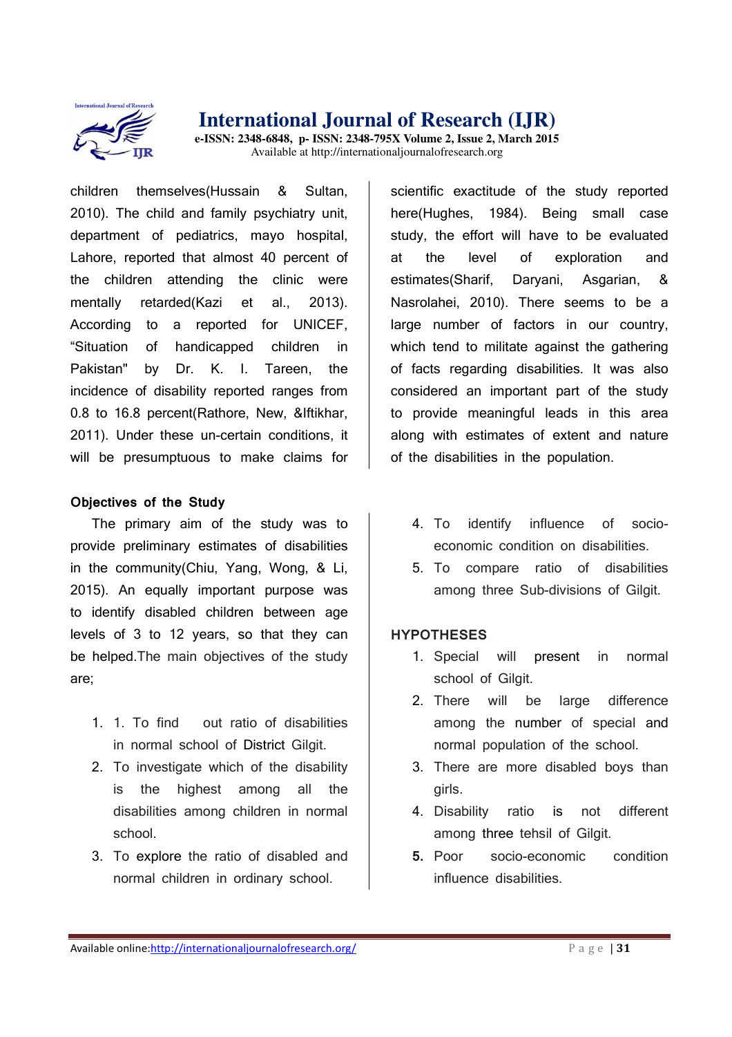children themselves(Hussain & Sultan, 2010). The child and family psychiatry unit, department of pediatrics, mayo hospital, Lahore, reported that almost 40 percent of the children attending the clinic were mentally retarded(Kazi et al., 2013). According to a reported for UNICEF, "Situation of handicapped children in Pakistan" by Dr. K. I. Tareen, the incidence of disability reported ranges from 0.8 to 16.8 percent(Rathore, New, &Iftikhar, 2011). Under these un-certain conditions, it will be presumptuous to make claims for scientific exactitude of the study reported here(Hughes, 1984). Being small case study, the effort will have to be evaluated at the level of exploration and estimates(Sharif, Daryani, Asgarian, & Nasrolahei, 2010). There seems to be a large number of factors in our country, which tend to militate against the gathering of facts regarding disabilities. It was also considered an important part of the study to provide meaningful leads in this area along with estimates of extent and nature of the disabilities in the population.

**Objectives of the Study**

The primary aim of the study was to provide preliminary estimates of disabilities in the community(Chiu, Yang, Wong, & Li, 2015). An equally important purpose was to identify disabled children between age levels of 3 to 12 years, so that they can be helped.The main objectives of the study are;

1. 1. To find out ratio of disabilities in normal school of District Gilgit.
2. To investigate which of the disability is the highest among all the disabilities among children in normal school.
3. To explore the ratio of disabled and normal children in ordinary school.
4. To identify influence of socio-economic condition on disabilities.
5. To compare ratio of disabilities among three Sub-divisions of Gilgit.

**HYPOTHESES**

1. Special will present in normal school of Gilgit.
2. There will be large difference among the number of special and normal population of the school.
3. There are more disabled boys than girls.
4. Disability ratio is not different among three tehsil of Gilgit.
5. Poor socio-economic condition influence disabilities.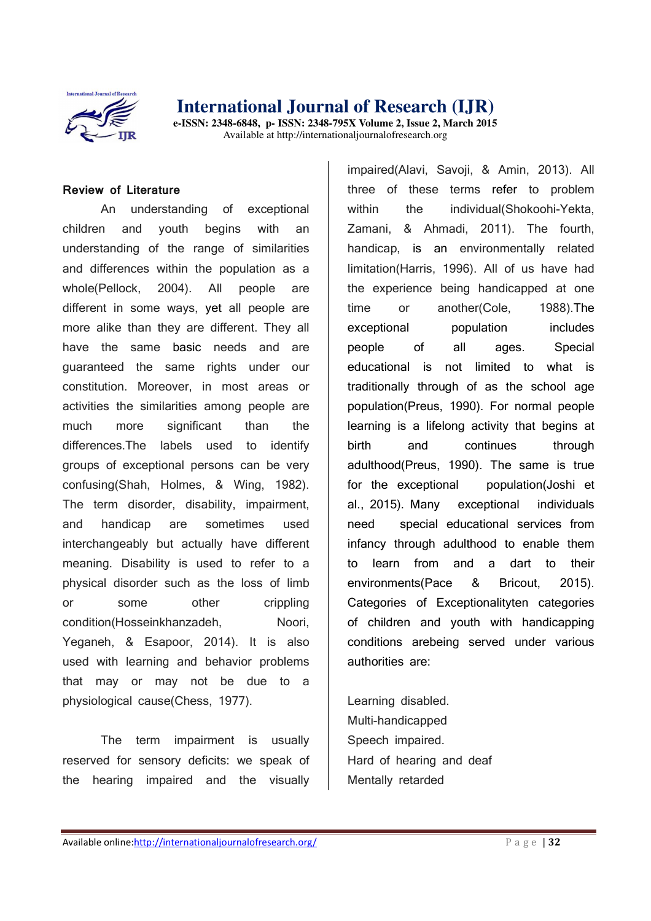**Review of Literature**

An understanding of exceptional children and youth begins with an understanding of the range of similarities and differences within the population as a whole(Pellock, 2004). All people are different in some ways, yet all people are more alike than they are different. They all have the same basic needs and are guaranteed the same rights under our constitution. Moreover, in most areas or activities the similarities among people are much more significant than the differences.The labels used to identify groups of exceptional persons can be very confusing(Shah, Holmes, & Wing, 1982). The term disorder, disability, impairment, and handicap are sometimes used interchangeably but actually have different meaning. Disability is used to refer to a physical disorder such as the loss of limb or some other crippling condition(Hosseinkhanzadeh, Noori, Yeganeh, & Esapoor, 2014). It is also used with learning and behavior problems that may or may not be due to a physiological cause(Chess, 1977).

The term impairment is usually reserved for sensory deficits: we speak of the hearing impaired and the visually impaired(Alavi, Savoji, & Amin, 2013). All three of these terms refer to problem within the individual(Shokoohi-Yekta, Zamani, & Ahmadi, 2011). The fourth, handicap, is an environmentally related limitation(Harris, 1996). All of us have had the experience being handicapped at one time or another(Cole, 1988).The exceptional population includes people of all ages. Special educational is not limited to what is traditionally through of as the school age population(Preus, 1990). For normal people learning is a lifelong activity that begins at birth and continues through adulthood(Preus, 1990). The same is true for the exceptional population(Joshi et al., 2015). Many exceptional individuals need special educational services from infancy through adulthood to enable them to learn from and a dart to their environments(Pace & Bricout, 2015). Categories of Exceptionalityten categories of children and youth with handicapping conditions arebeing served under various authorities are:

Learning disabled.
Multi-handicapped
Speech impaired.
Hard of hearing and deaf
Mentally retarded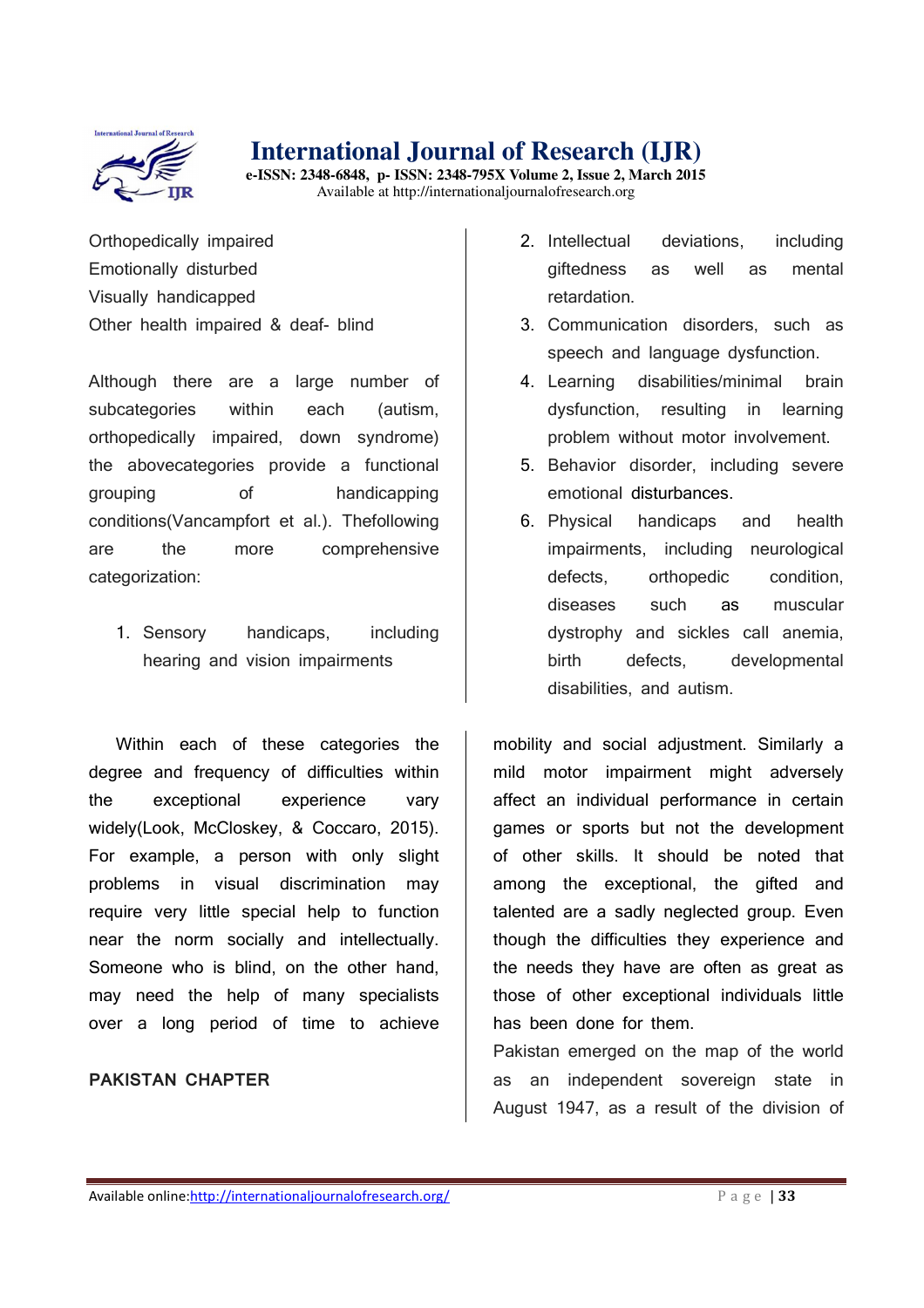Orthopedically impaired
Emotionally disturbed
Visually handicapped
Other health impaired & deaf- blind

Although there are a large number of subcategories within each (autism, orthopedically impaired, down syndrome) the abovecategories provide a functional grouping of handicapping conditions(Vancampfort et al.). Thefollowing are the more comprehensive categorization:

1. Sensory handicaps, including hearing and vision impairments
2. Intellectual deviations, including giftedness as well as mental retardation.
3. Communication disorders, such as speech and language dysfunction.
4. Learning disabilities/minimal brain dysfunction, resulting in learning problem without motor involvement.
5. Behavior disorder, including severe emotional disturbances.
6. Physical handicaps and health impairments, including neurological defects, orthopedic condition, diseases such as muscular dystrophy and sickles call anemia, birth defects, developmental disabilities, and autism.

Within each of these categories the degree and frequency of difficulties within the exceptional experience vary widely(Look, McCloskey, & Coccaro, 2015). For example, a person with only slight problems in visual discrimination may require very little special help to function near the norm socially and intellectually. Someone who is blind, on the other hand, may need the help of many specialists over a long period of time to achieve mobility and social adjustment. Similarly a mild motor impairment might adversely affect an individual performance in certain games or sports but not the development of other skills. It should be noted that among the exceptional, the gifted and talented are a sadly neglected group. Even though the difficulties they experience and the needs they have are often as great as those of other exceptional individuals little has been done for them.

**PAKISTAN CHAPTER**

Pakistan emerged on the map of the world as an independent sovereign state in August 1947, as a result of the division of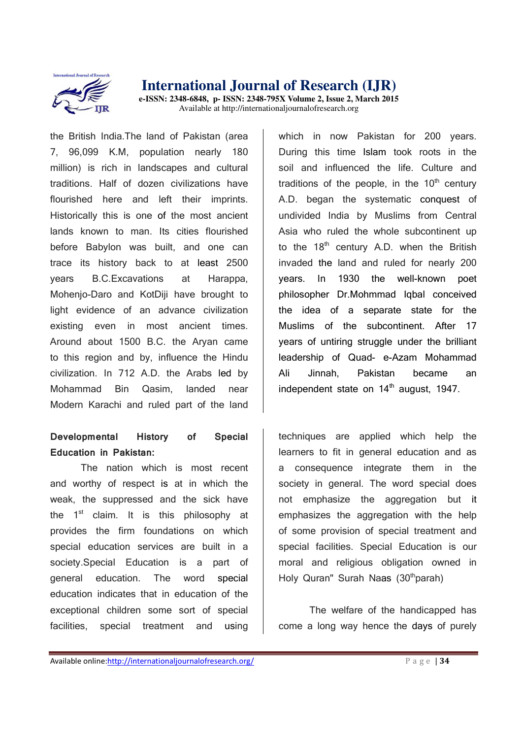the British India.The land of Pakistan (area 7, 96,099 K.M, population nearly 180 million) is rich in landscapes and cultural traditions. Half of dozen civilizations have flourished here and left their imprints. Historically this is one of the most ancient lands known to man. Its cities flourished before Babylon was built, and one can trace its history back to at least 2500 years B.C.Excavations at Harappa, Mohenjo-Daro and KotDiji have brought to light evidence of an advance civilization existing even in most ancient times. Around about 1500 B.C. the Aryan came to this region and by, influence the Hindu civilization. In 712 A.D. the Arabs led by Mohammad Bin Qasim, landed near Modern Karachi and ruled part of the land which in now Pakistan for 200 years. During this time Islam took roots in the soil and influenced the life. Culture and traditions of the people, in the 10th century A.D. began the systematic conquest of undivided India by Muslims from Central Asia who ruled the whole subcontinent up to the 18th century A.D. when the British invaded the land and ruled for nearly 200 years. In 1930 the well-known poet philosopher Dr.Mohmmad Iqbal conceived the idea of a separate state for the Muslims of the subcontinent. After 17 years of untiring struggle under the brilliant leadership of Quad- e-Azam Mohammad Ali Jinnah, Pakistan became an independent state on 14th august, 1947.

**Developmental History of Special Education in Pakistan:**

The nation which is most recent and worthy of respect is at in which the weak, the suppressed and the sick have the 1st claim. It is this philosophy at provides the firm foundations on which special education services are built in a society.Special Education is a part of general education. The word special education indicates that in education of the exceptional children some sort of special facilities, special treatment and using techniques are applied which help the learners to fit in general education and as a consequence integrate them in the society in general. The word special does not emphasize the aggregation but it emphasizes the aggregation with the help of some provision of special treatment and special facilities. Special Education is our moral and religious obligation owned in Holy Quran" Surah Naas (30thparah)

The welfare of the handicapped has come a long way hence the days of purely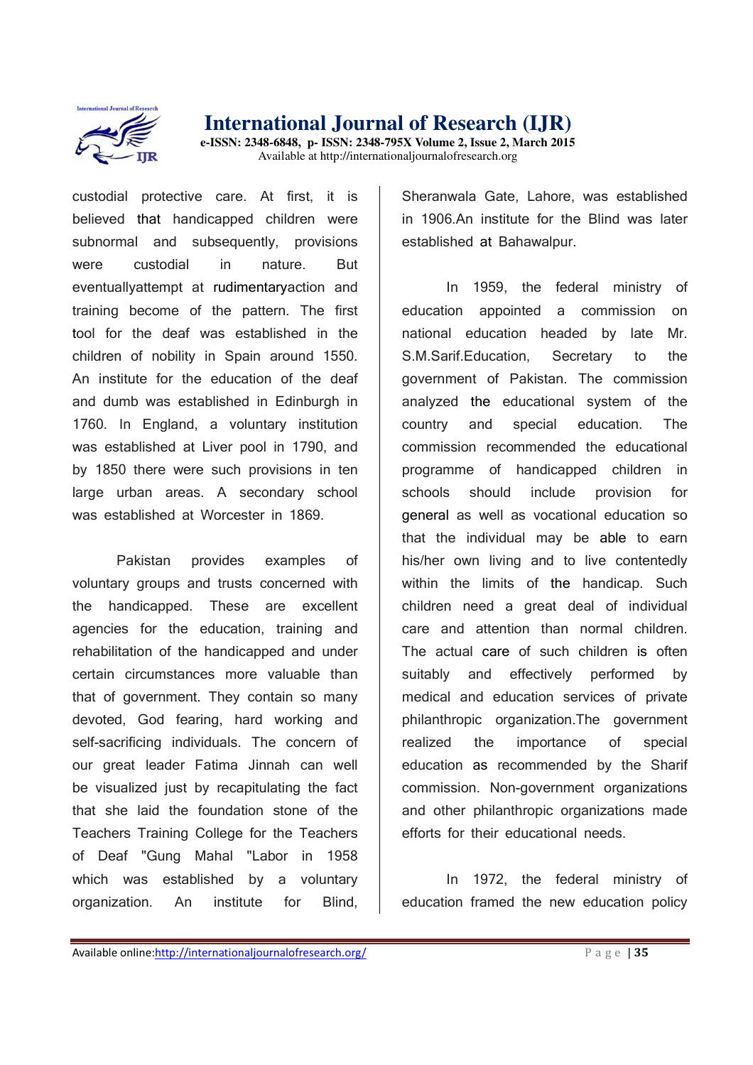custodial protective care. At first, it is believed that handicapped children were subnormal and subsequently, provisions were custodial in nature. But eventuallyattempt at rudimentaryaction and training become of the pattern. The first tool for the deaf was established in the children of nobility in Spain around 1550. An institute for the education of the deaf and dumb was established in Edinburgh in 1760. In England, a voluntary institution was established at Liver pool in 1790, and by 1850 there were such provisions in ten large urban areas. A secondary school was established at Worcester in 1869.

Pakistan provides examples of voluntary groups and trusts concerned with the handicapped. These are excellent agencies for the education, training and rehabilitation of the handicapped and under certain circumstances more valuable than that of government. They contain so many devoted, God fearing, hard working and self-sacrificing individuals. The concern of our great leader Fatima Jinnah can well be visualized just by recapitulating the fact that she laid the foundation stone of the Teachers Training College for the Teachers of Deaf "Gung Mahal "Labor in 1958 which was established by a voluntary organization. An institute for Blind, Sheranwala Gate, Lahore, was established in 1906.An institute for the Blind was later established at Bahawalpur.

In 1959, the federal ministry of education appointed a commission on national education headed by late Mr. S.M.Sarif.Education, Secretary to the government of Pakistan. The commission analyzed the educational system of the country and special education. The commission recommended the educational programme of handicapped children in schools should include provision for general as well as vocational education so that the individual may be able to earn his/her own living and to live contentedly within the limits of the handicap. Such children need a great deal of individual care and attention than normal children. The actual care of such children is often suitably and effectively performed by medical and education services of private philanthropic organization.The government realized the importance of special education as recommended by the Sharif commission. Non-government organizations and other philanthropic organizations made efforts for their educational needs.

In 1972, the federal ministry of education framed the new education policy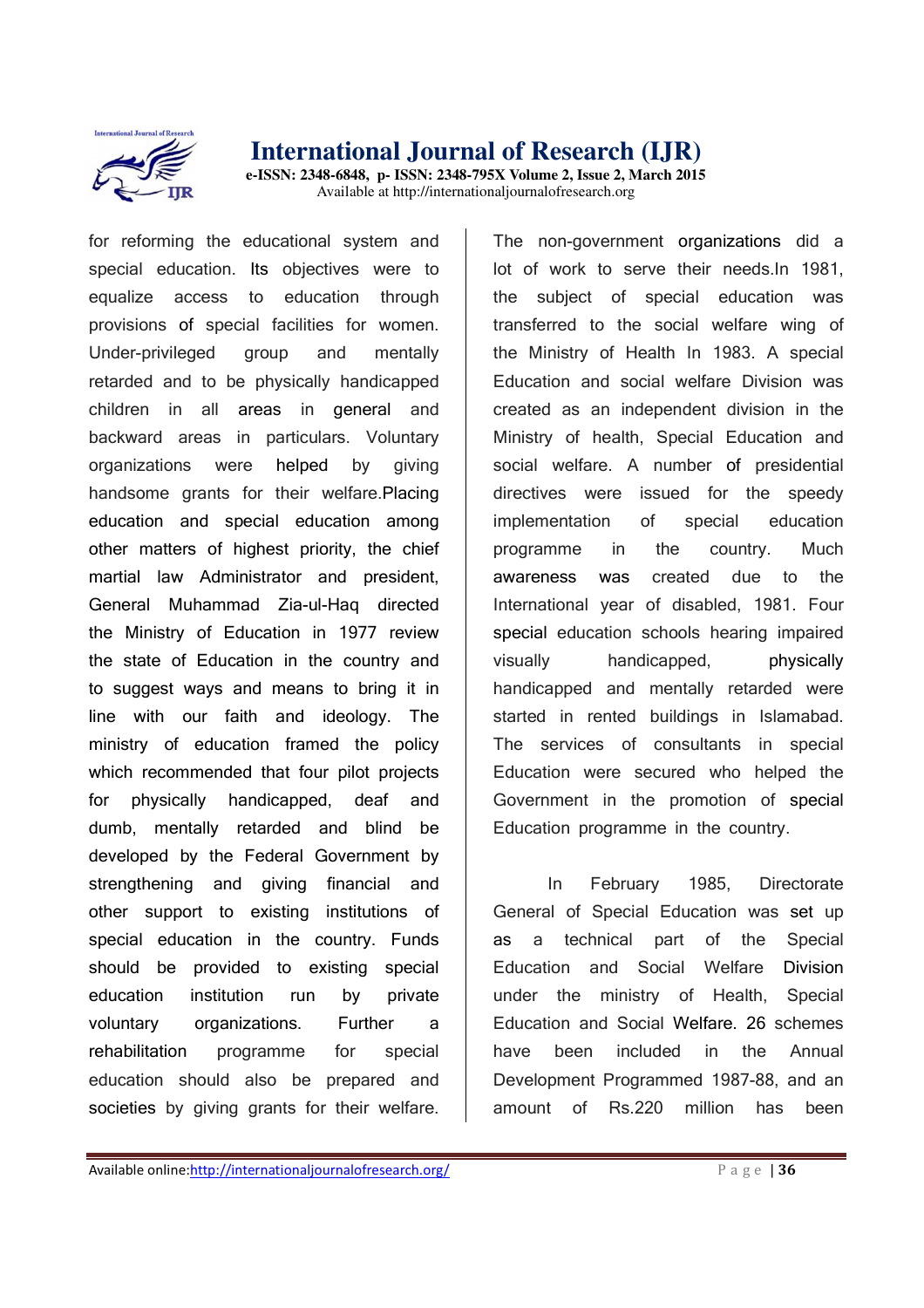for reforming the educational system and special education. Its objectives were to equalize access to education through provisions of special facilities for women. Under-privileged group and mentally retarded and to be physically handicapped children in all areas in general and backward areas in particulars. Voluntary organizations were helped by giving handsome grants for their welfare.Placing education and special education among other matters of highest priority, the chief martial law Administrator and president, General Muhammad Zia-ul-Haq directed the Ministry of Education in 1977 review the state of Education in the country and to suggest ways and means to bring it in line with our faith and ideology. The ministry of education framed the policy which recommended that four pilot projects for physically handicapped, deaf and dumb, mentally retarded and blind be developed by the Federal Government by strengthening and giving financial and other support to existing institutions of special education in the country. Funds should be provided to existing special education institution run by private voluntary organizations. Further a rehabilitation programme for special education should also be prepared and societies by giving grants for their welfare. The non-government organizations did a lot of work to serve their needs.In 1981, the subject of special education was transferred to the social welfare wing of the Ministry of Health In 1983. A special Education and social welfare Division was created as an independent division in the Ministry of health, Special Education and social welfare. A number of presidential directives were issued for the speedy implementation of special education programme in the country. Much awareness was created due to the International year of disabled, 1981. Four special education schools hearing impaired visually handicapped, physically handicapped and mentally retarded were started in rented buildings in Islamabad. The services of consultants in special Education were secured who helped the Government in the promotion of special Education programme in the country.

In February 1985, Directorate General of Special Education was set up as a technical part of the Special Education and Social Welfare Division under the ministry of Health, Special Education and Social Welfare. 26 schemes have been included in the Annual Development Programmed 1987-88, and an amount of Rs.220 million has been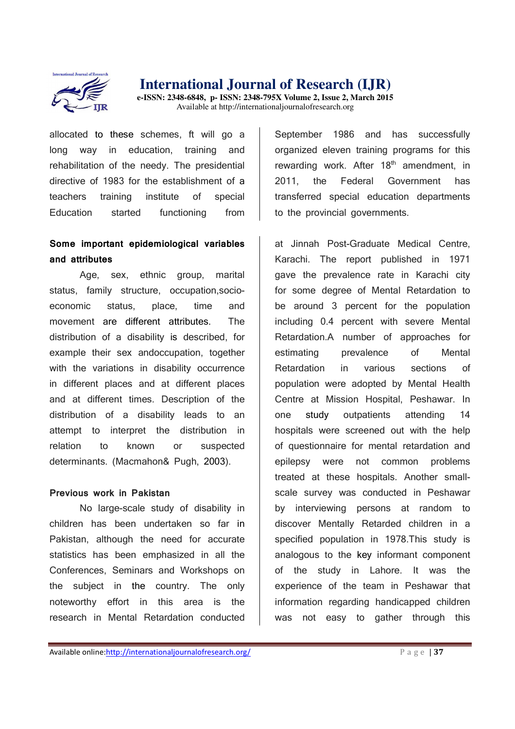allocated to these schemes, ft will go a long way in education, training and rehabilitation of the needy. The presidential directive of 1983 for the establishment of a teachers training institute of special Education started functioning from September 1986 and has successfully organized eleven training programs for this rewarding work. After 18th amendment, in 2011, the Federal Government has transferred special education departments to the provincial governments.

### Some important epidemiological variables and attributes

Age, sex, ethnic group, marital status, family structure, occupation,socio-economic status, place, time and movement are different attributes. The distribution of a disability is described, for example their sex andoccupation, together with the variations in disability occurrence in different places and at different places and at different times. Description of the distribution of a disability leads to an attempt to interpret the distribution in relation to known or suspected determinants. (Macmahon& Pugh, 2003).

### Previous work in Pakistan

No large-scale study of disability in children has been undertaken so far in Pakistan, although the need for accurate statistics has been emphasized in all the Conferences, Seminars and Workshops on the subject in the country. The only noteworthy effort in this area is the research in Mental Retardation conducted at Jinnah Post-Graduate Medical Centre, Karachi. The report published in 1971 gave the prevalence rate in Karachi city for some degree of Mental Retardation to be around 3 percent for the population including 0.4 percent with severe Mental Retardation.A number of approaches for estimating prevalence of Mental Retardation in various sections of population were adopted by Mental Health Centre at Mission Hospital, Peshawar. In one study outpatients attending 14 hospitals were screened out with the help of questionnaire for mental retardation and epilepsy were not common problems treated at these hospitals. Another small-scale survey was conducted in Peshawar by interviewing persons at random to discover Mentally Retarded children in a specified population in 1978.This study is analogous to the key informant component of the study in Lahore. It was the experience of the team in Peshawar that information regarding handicapped children was not easy to gather through this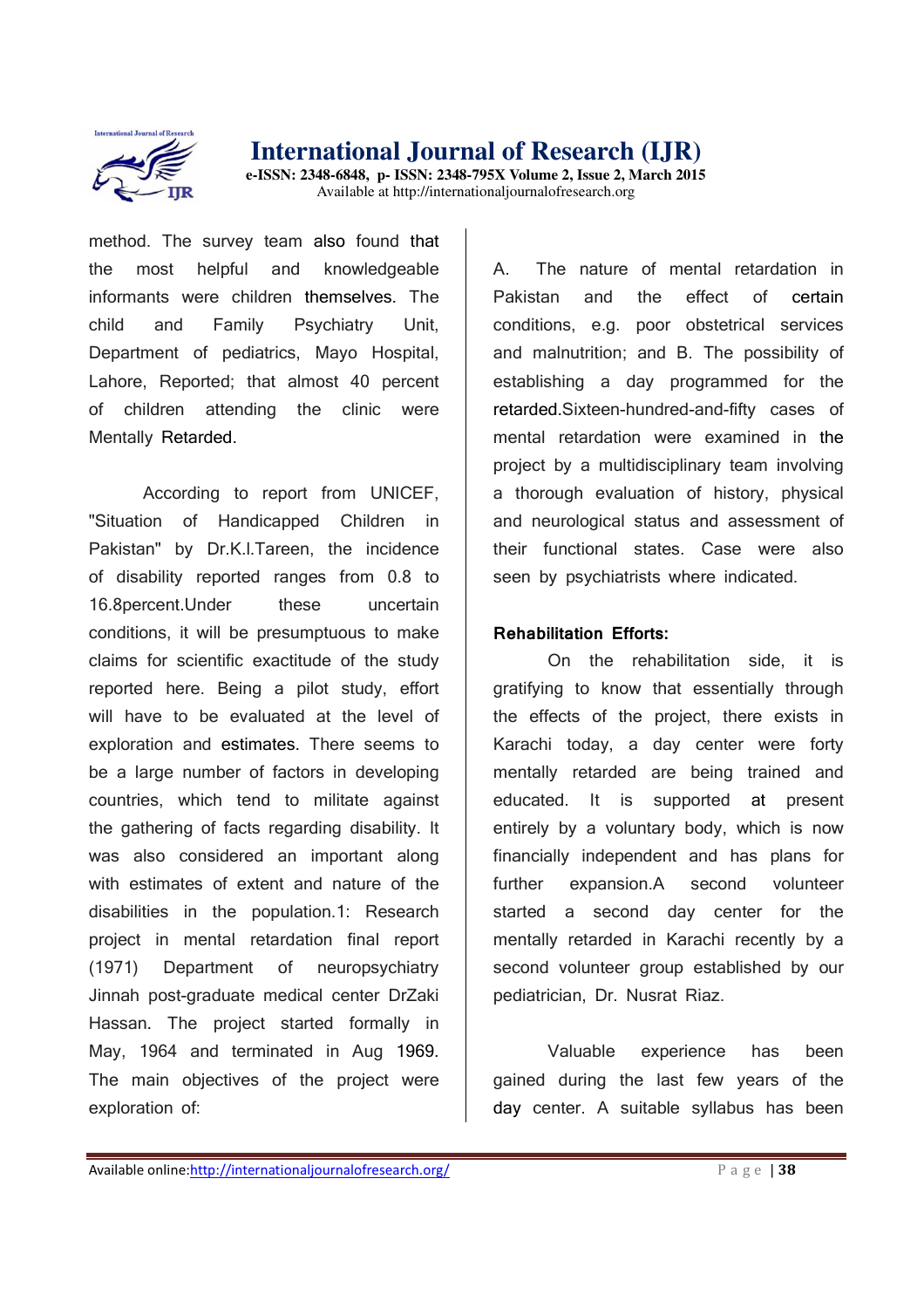method. The survey team also found that the most helpful and knowledgeable informants were children themselves. The child and Family Psychiatry Unit, Department of pediatrics, Mayo Hospital, Lahore, Reported; that almost 40 percent of children attending the clinic were Mentally Retarded.

According to report from UNICEF, "Situation of Handicapped Children in Pakistan" by Dr.K.I.Tareen, the incidence of disability reported ranges from 0.8 to 16.8percent.Under these uncertain conditions, it will be presumptuous to make claims for scientific exactitude of the study reported here. Being a pilot study, effort will have to be evaluated at the level of exploration and estimates. There seems to be a large number of factors in developing countries, which tend to militate against the gathering of facts regarding disability. It was also considered an important along with estimates of extent and nature of the disabilities in the population.1: Research project in mental retardation final report (1971) Department of neuropsychiatry Jinnah post-graduate medical center DrZaki Hassan. The project started formally in May, 1964 and terminated in Aug 1969. The main objectives of the project were exploration of:

A. The nature of mental retardation in Pakistan and the effect of certain conditions, e.g. poor obstetrical services and malnutrition; and B. The possibility of establishing a day programmed for the retarded.Sixteen-hundred-and-fifty cases of mental retardation were examined in the project by a multidisciplinary team involving a thorough evaluation of history, physical and neurological status and assessment of their functional states. Case were also seen by psychiatrists where indicated.

**Rehabilitation Efforts:**

On the rehabilitation side, it is gratifying to know that essentially through the effects of the project, there exists in Karachi today, a day center were forty mentally retarded are being trained and educated. It is supported at present entirely by a voluntary body, which is now financially independent and has plans for further expansion.A second volunteer started a second day center for the mentally retarded in Karachi recently by a second volunteer group established by our pediatrician, Dr. Nusrat Riaz.

Valuable experience has been gained during the last few years of the day center. A suitable syllabus has been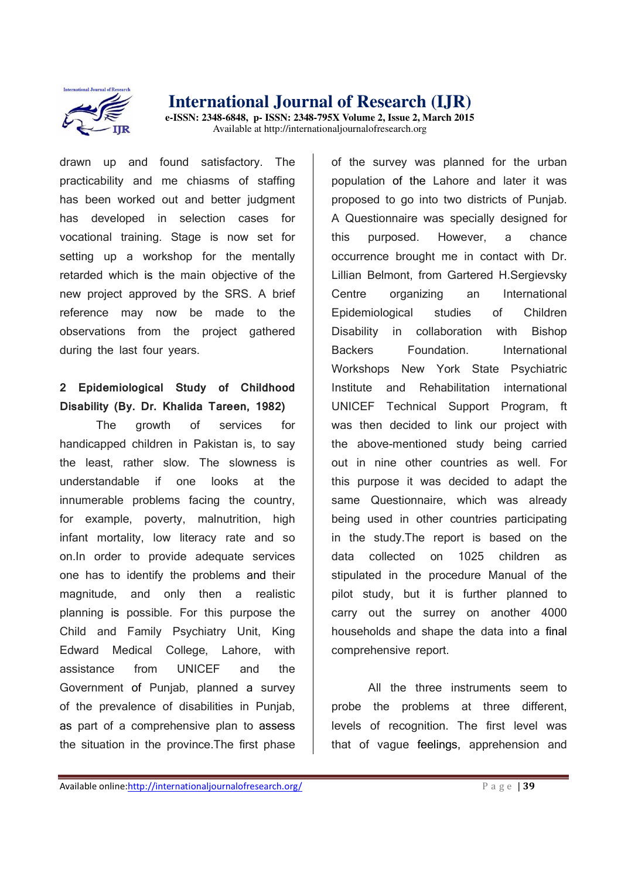drawn up and found satisfactory. The practicability and me chiasms of staffing has been worked out and better judgment has developed in selection cases for vocational training. Stage is now set for setting up a workshop for the mentally retarded which is the main objective of the new project approved by the SRS. A brief reference may now be made to the observations from the project gathered during the last four years.

**2 Epidemiological Study of Childhood Disability (By. Dr. Khalida Tareen, 1982)**

The growth of services for handicapped children in Pakistan is, to say the least, rather slow. The slowness is understandable if one looks at the innumerable problems facing the country, for example, poverty, malnutrition, high infant mortality, low literacy rate and so on.In order to provide adequate services one has to identify the problems and their magnitude, and only then a realistic planning is possible. For this purpose the Child and Family Psychiatry Unit, King Edward Medical College, Lahore, with assistance from UNICEF and the Government of Punjab, planned a survey of the prevalence of disabilities in Punjab, as part of a comprehensive plan to assess the situation in the province.The first phase of the survey was planned for the urban population of the Lahore and later it was proposed to go into two districts of Punjab. A Questionnaire was specially designed for this purposed. However, a chance occurrence brought me in contact with Dr. Lillian Belmont, from Gartered H.Sergievsky Centre organizing an International Epidemiological studies of Children Disability in collaboration with Bishop Backers Foundation. International Workshops New York State Psychiatric Institute and Rehabilitation international UNICEF Technical Support Program, ft was then decided to link our project with the above-mentioned study being carried out in nine other countries as well. For this purpose it was decided to adapt the same Questionnaire, which was already being used in other countries participating in the study.The report is based on the data collected on 1025 children as stipulated in the procedure Manual of the pilot study, but it is further planned to carry out the surrey on another 4000 households and shape the data into a final comprehensive report.

All the three instruments seem to probe the problems at three different, levels of recognition. The first level was that of vague feelings, apprehension and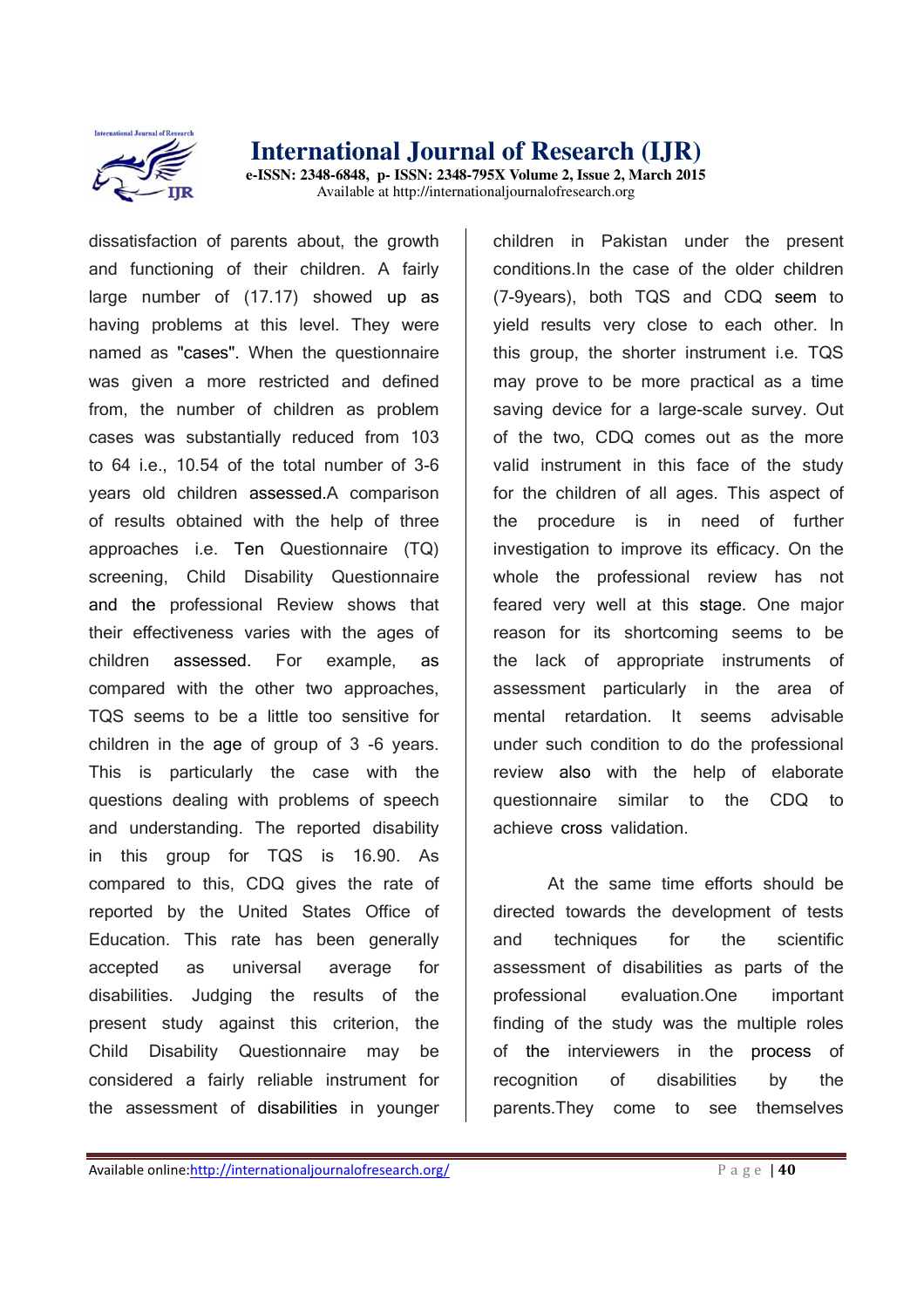dissatisfaction of parents about, the growth and functioning of their children. A fairly large number of (17.17) showed up as having problems at this level. They were named as "cases". When the questionnaire was given a more restricted and defined from, the number of children as problem cases was substantially reduced from 103 to 64 i.e., 10.54 of the total number of 3-6 years old children assessed.A comparison of results obtained with the help of three approaches i.e. Ten Questionnaire (TQ) screening, Child Disability Questionnaire and the professional Review shows that their effectiveness varies with the ages of children assessed. For example, as compared with the other two approaches, TQS seems to be a little too sensitive for children in the age of group of 3 -6 years. This is particularly the case with the questions dealing with problems of speech and understanding. The reported disability in this group for TQS is 16.90. As compared to this, CDQ gives the rate of reported by the United States Office of Education. This rate has been generally accepted as universal average for disabilities. Judging the results of the present study against this criterion, the Child Disability Questionnaire may be considered a fairly reliable instrument for the assessment of disabilities in younger children in Pakistan under the present conditions.In the case of the older children (7-9years), both TQS and CDQ seem to yield results very close to each other. In this group, the shorter instrument i.e. TQS may prove to be more practical as a time saving device for a large-scale survey. Out of the two, CDQ comes out as the more valid instrument in this face of the study for the children of all ages. This aspect of the procedure is in need of further investigation to improve its efficacy. On the whole the professional review has not feared very well at this stage. One major reason for its shortcoming seems to be the lack of appropriate instruments of assessment particularly in the area of mental retardation. It seems advisable under such condition to do the professional review also with the help of elaborate questionnaire similar to the CDQ to achieve cross validation.

At the same time efforts should be directed towards the development of tests and techniques for the scientific assessment of disabilities as parts of the professional evaluation.One important finding of the study was the multiple roles of the interviewers in the process of recognition of disabilities by the parents.They come to see themselves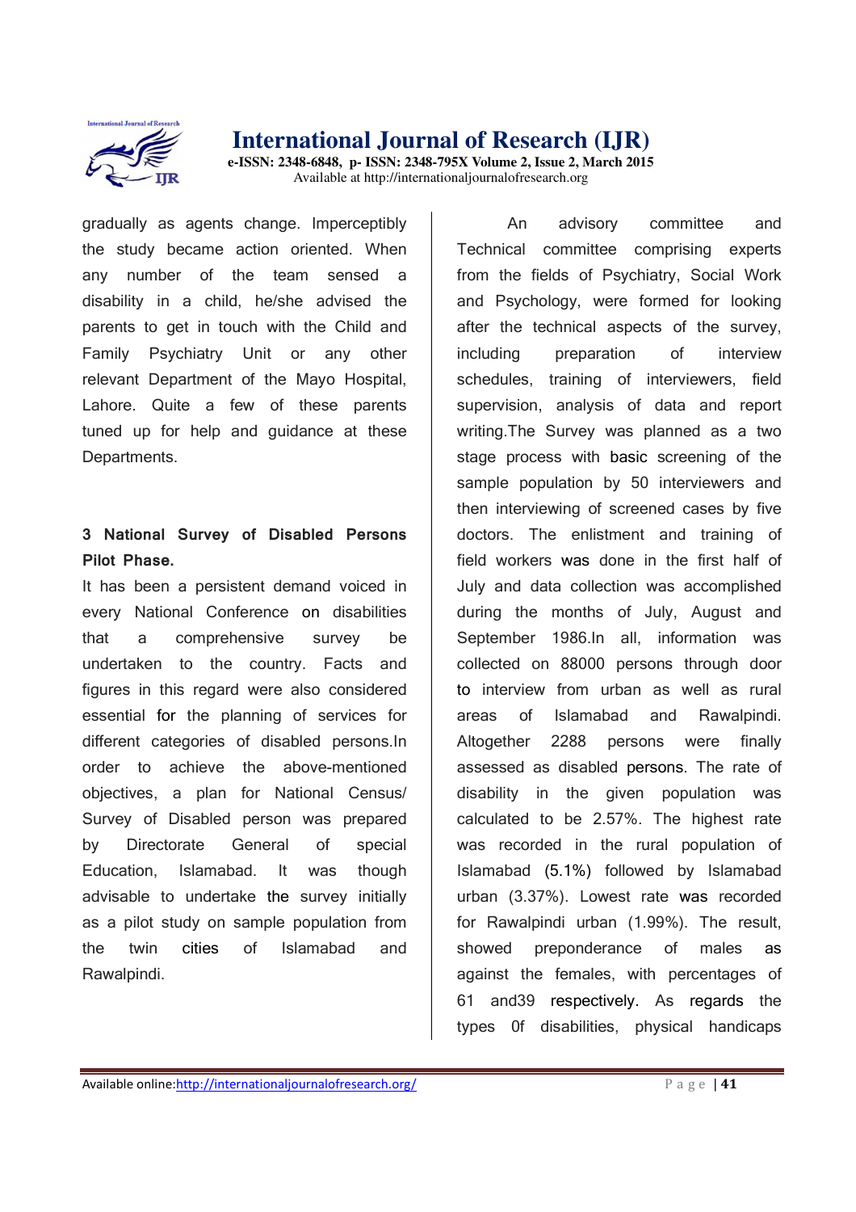gradually as agents change. Imperceptibly the study became action oriented. When any number of the team sensed a disability in a child, he/she advised the parents to get in touch with the Child and Family Psychiatry Unit or any other relevant Department of the Mayo Hospital, Lahore. Quite a few of these parents tuned up for help and guidance at these Departments.

**3 National Survey of Disabled Persons Pilot Phase.**

It has been a persistent demand voiced in every National Conference on disabilities that a comprehensive survey be undertaken to the country. Facts and figures in this regard were also considered essential for the planning of services for different categories of disabled persons.In order to achieve the above-mentioned objectives, a plan for National Census/ Survey of Disabled person was prepared by Directorate General of special Education, Islamabad. It was though advisable to undertake the survey initially as a pilot study on sample population from the twin cities of Islamabad and Rawalpindi.

An advisory committee and Technical committee comprising experts from the fields of Psychiatry, Social Work and Psychology, were formed for looking after the technical aspects of the survey, including preparation of interview schedules, training of interviewers, field supervision, analysis of data and report writing.The Survey was planned as a two stage process with basic screening of the sample population by 50 interviewers and then interviewing of screened cases by five doctors. The enlistment and training of field workers was done in the first half of July and data collection was accomplished during the months of July, August and September 1986.In all, information was collected on 88000 persons through door to interview from urban as well as rural areas of Islamabad and Rawalpindi. Altogether 2288 persons were finally assessed as disabled persons. The rate of disability in the given population was calculated to be 2.57%. The highest rate was recorded in the rural population of Islamabad (5.1%) followed by Islamabad urban (3.37%). Lowest rate was recorded for Rawalpindi urban (1.99%). The result, showed preponderance of males as against the females, with percentages of 61 and39 respectively. As regards the types 0f disabilities, physical handicaps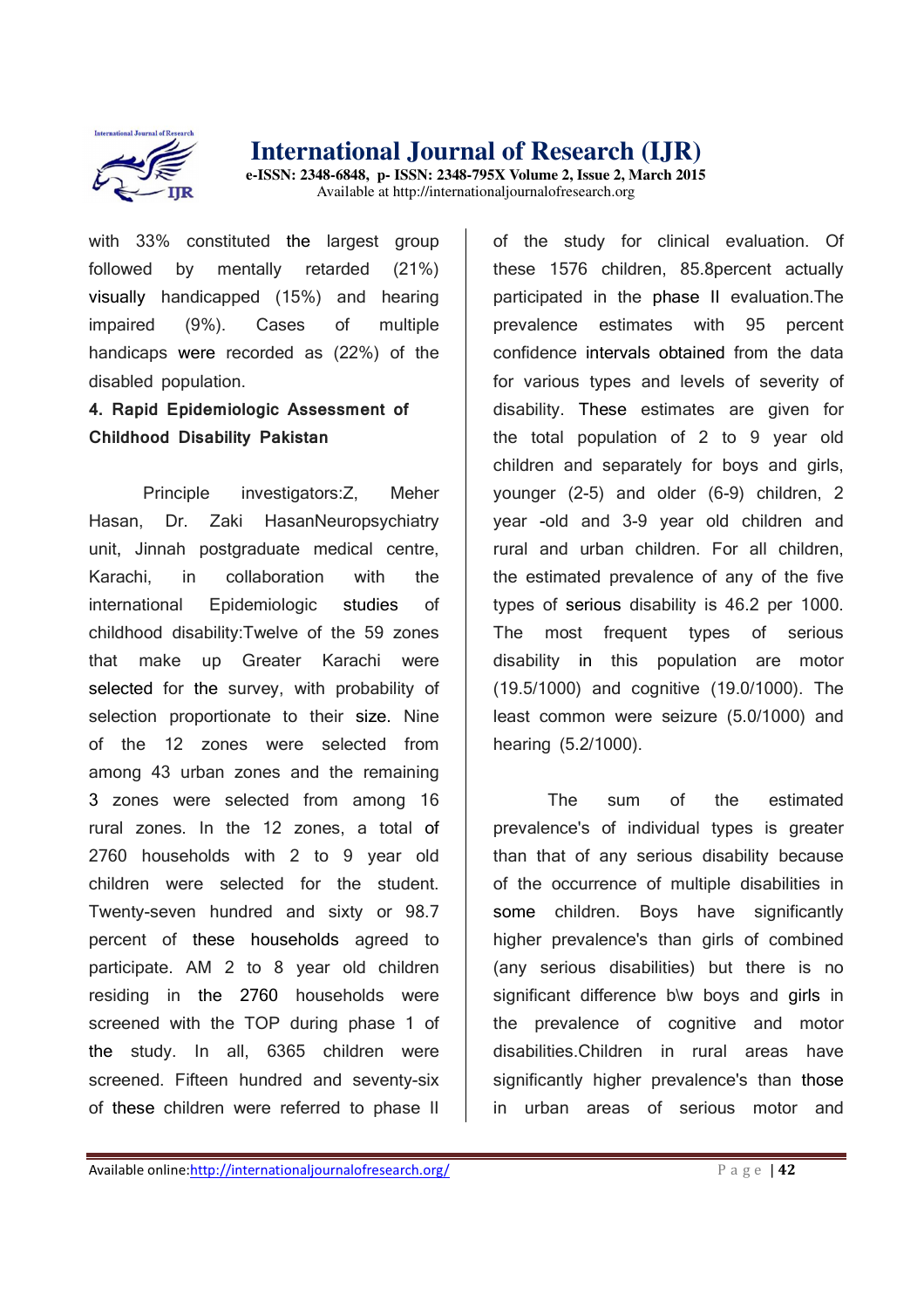with 33% constituted the largest group followed by mentally retarded (21%) visually handicapped (15%) and hearing impaired (9%). Cases of multiple handicaps were recorded as (22%) of the disabled population.

**4. Rapid Epidemiologic Assessment of Childhood Disability Pakistan**

Principle investigators:Z, Meher Hasan, Dr. Zaki HasanNeuropsychiatry unit, Jinnah postgraduate medical centre, Karachi, in collaboration with the international Epidemiologic studies of childhood disability:Twelve of the 59 zones that make up Greater Karachi were selected for the survey, with probability of selection proportionate to their size. Nine of the 12 zones were selected from among 43 urban zones and the remaining 3 zones were selected from among 16 rural zones. In the 12 zones, a total of 2760 households with 2 to 9 year old children were selected for the student. Twenty-seven hundred and sixty or 98.7 percent of these households agreed to participate. AM 2 to 8 year old children residing in the 2760 households were screened with the TOP during phase 1 of the study. In all, 6365 children were screened. Fifteen hundred and seventy-six of these children were referred to phase II of the study for clinical evaluation. Of these 1576 children, 85.8percent actually participated in the phase II evaluation.The prevalence estimates with 95 percent confidence intervals obtained from the data for various types and levels of severity of disability. These estimates are given for the total population of 2 to 9 year old children and separately for boys and girls, younger (2-5) and older (6-9) children, 2 year -old and 3-9 year old children and rural and urban children. For all children, the estimated prevalence of any of the five types of serious disability is 46.2 per 1000. The most frequent types of serious disability in this population are motor (19.5/1000) and cognitive (19.0/1000). The least common were seizure (5.0/1000) and hearing (5.2/1000).

The sum of the estimated prevalence's of individual types is greater than that of any serious disability because of the occurrence of multiple disabilities in some children. Boys have significantly higher prevalence's than girls of combined (any serious disabilities) but there is no significant difference b\w boys and girls in the prevalence of cognitive and motor disabilities.Children in rural areas have significantly higher prevalence's than those in urban areas of serious motor and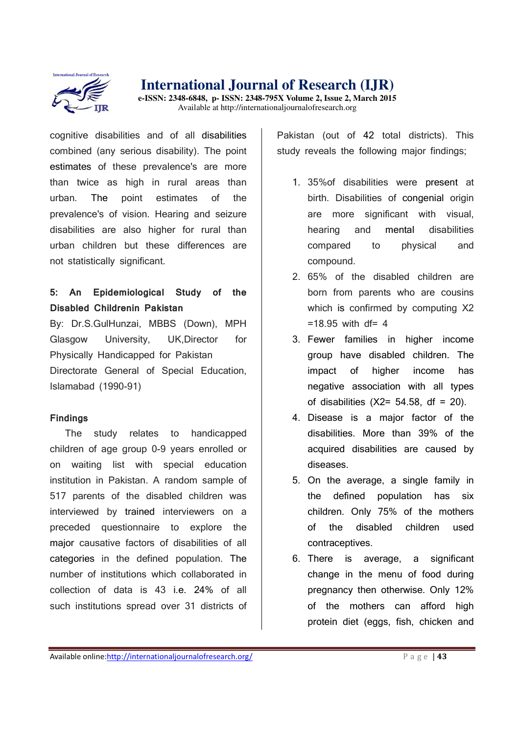cognitive disabilities and of all disabilities combined (any serious disability). The point estimates of these prevalence's are more than twice as high in rural areas than urban. The point estimates of the prevalence's of vision. Hearing and seizure disabilities are also higher for rural than urban children but these differences are not statistically significant.

**5: An Epidemiological Study of the Disabled Childrenin Pakistan**

By: Dr.S.GulHunzai, MBBS (Down), MPH Glasgow University, UK,Director for Physically Handicapped for Pakistan Directorate General of Special Education, Islamabad (1990-91)

**Findings**

The study relates to handicapped children of age group 0-9 years enrolled or on waiting list with special education institution in Pakistan. A random sample of 517 parents of the disabled children was interviewed by trained interviewers on a preceded questionnaire to explore the major causative factors of disabilities of all categories in the defined population. The number of institutions which collaborated in collection of data is 43 i.e. 24% of all such institutions spread over 31 districts of Pakistan (out of 42 total districts). This study reveals the following major findings;

1. 35%of disabilities were present at birth. Disabilities of congenial origin are more significant with visual, hearing and mental disabilities compared to physical and compound.
2. 65% of the disabled children are born from parents who are cousins which is confirmed by computing X2 =18.95 with df= 4
3. Fewer families in higher income group have disabled children. The impact of higher income has negative association with all types of disabilities (X2= 54.58, df = 20).
4. Disease is a major factor of the disabilities. More than 39% of the acquired disabilities are caused by diseases.
5. On the average, a single family in the defined population has six children. Only 75% of the mothers of the disabled children used contraceptives.
6. There is average, a significant change in the menu of food during pregnancy then otherwise. Only 12% of the mothers can afford high protein diet (eggs, fish, chicken and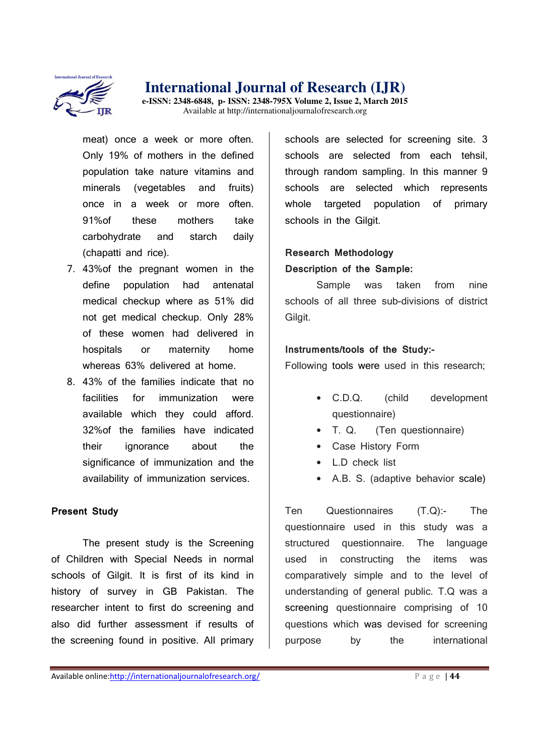meat) once a week or more often. Only 19% of mothers in the defined population take nature vitamins and minerals (vegetables and fruits) once in a week or more often. 91%of these mothers take carbohydrate and starch daily (chapatti and rice).

7. 43%of the pregnant women in the define population had antenatal medical checkup where as 51% did not get medical checkup. Only 28% of these women had delivered in hospitals or maternity home whereas 63% delivered at home.
8. 43% of the families indicate that no facilities for immunization were available which they could afford. 32%of the families have indicated their ignorance about the significance of immunization and the availability of immunization services.

**Present Study**

The present study is the Screening of Children with Special Needs in normal schools of Gilgit. It is first of its kind in history of survey in GB Pakistan. The researcher intent to first do screening and also did further assessment if results of the screening found in positive. All primary schools are selected for screening site. 3 schools are selected from each tehsil, through random sampling. In this manner 9 schools are selected which represents whole targeted population of primary schools in the Gilgit.

**Research Methodology**

**Description of the Sample:**

Sample was taken from nine schools of all three sub-divisions of district Gilgit.

**Instruments/tools of the Study:-**

Following tools were used in this research;

- C.D.Q. (child development questionnaire)
- T. Q. (Ten questionnaire)
- Case History Form
- L.D check list
- A.B. S. (adaptive behavior scale)

Ten Questionnaires (T.Q):- The questionnaire used in this study was a structured questionnaire. The language used in constructing the items was comparatively simple and to the level of understanding of general public. T.Q was a screening questionnaire comprising of 10 questions which was devised for screening purpose by the international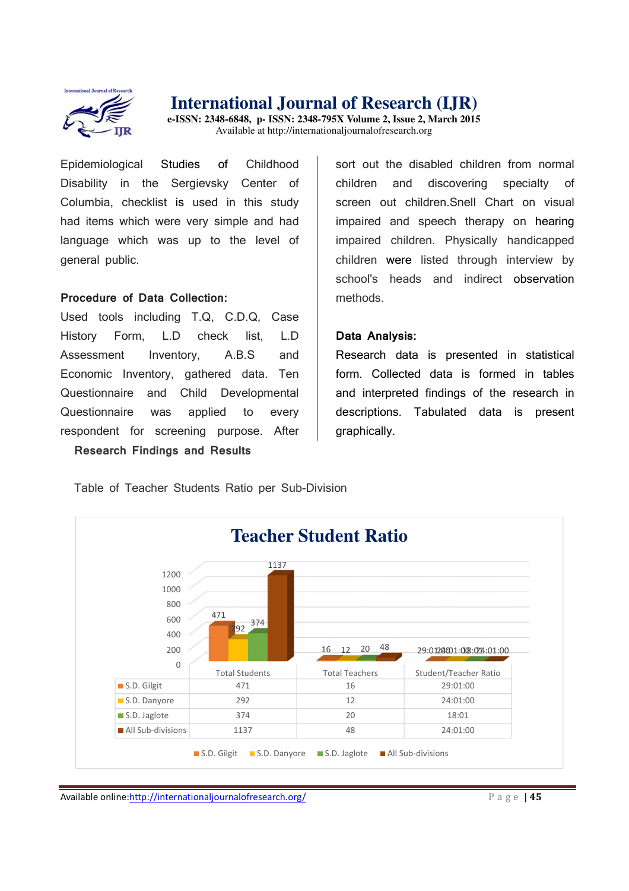Epidemiological Studies of Childhood Disability in the Sergievsky Center of Columbia, checklist is used in this study had items which were very simple and had language which was up to the level of general public.

**Procedure of Data Collection:**

Used tools including T.Q, C.D.Q, Case History Form, L.D check list, L.D Assessment Inventory, A.B.S and Economic Inventory, gathered data. Ten Questionnaire and Child Developmental Questionnaire was applied to every respondent for screening purpose. After sort out the disabled children from normal children and discovering specialty of screen out children.Snell Chart on visual impaired and speech therapy on hearing impaired children. Physically handicapped children were listed through interview by school's heads and indirect observation methods.

**Data Analysis:**

Research data is presented in statistical form. Collected data is formed in tables and interpreted findings of the research in descriptions. Tabulated data is present graphically.

**Research Findings and Results**

Table of Teacher Students Ratio per Sub-Division

**Teacher Student Ratio**

| | Total Students | Total Teachers | Student/Teacher Ratio |
|---|---|---|---|
| S.D. Gilgit | 471 | 16 | 29:01:00 |
| S.D. Danyore | 292 | 12 | 24:01:00 |
| S.D. Jaglote | 374 | 20 | 18:01 |
| All Sub-divisions | 1137 | 48 | 24:01:00 |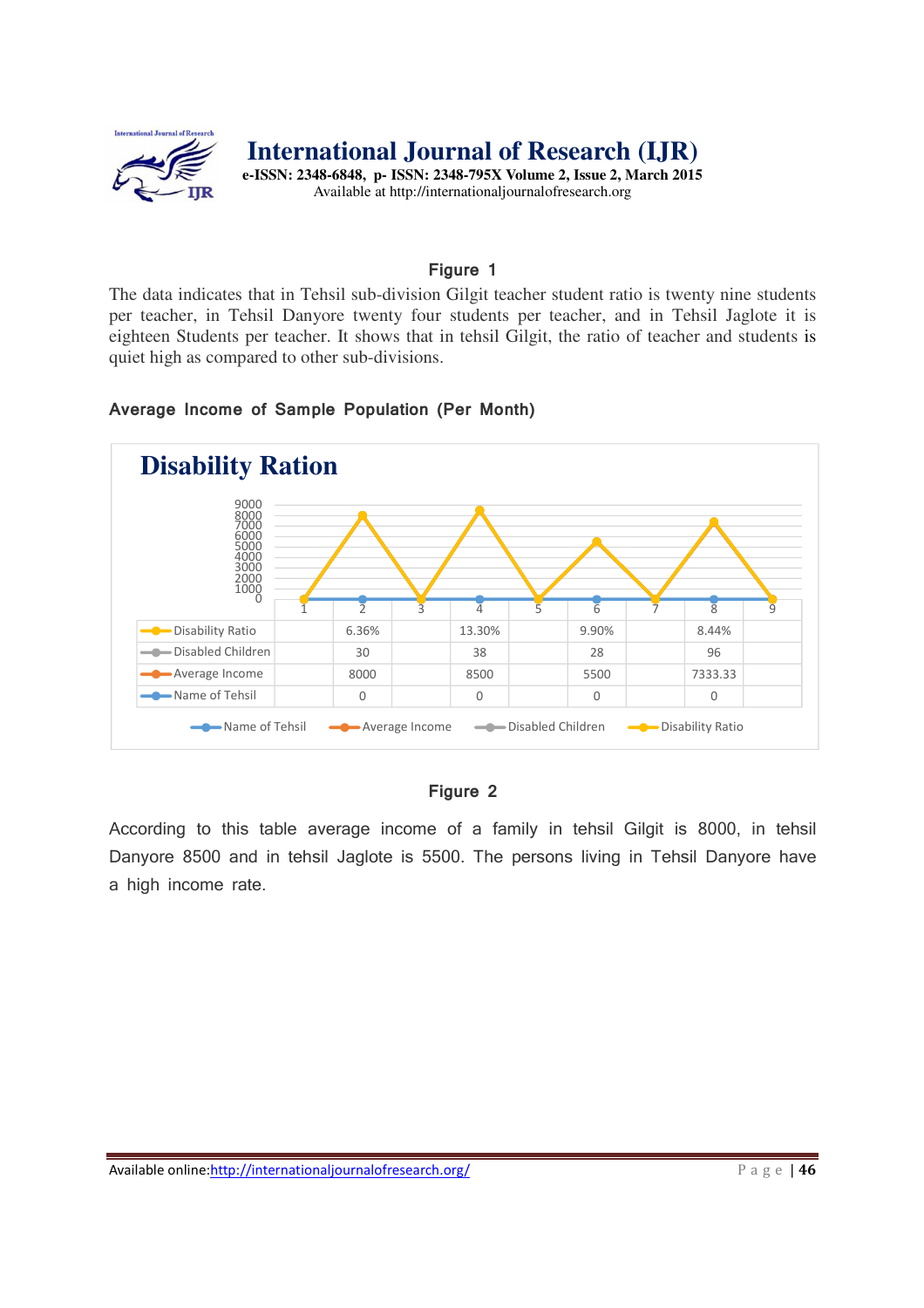**Figure 1**

The data indicates that in Tehsil sub-division Gilgit teacher student ratio is twenty nine students per teacher, in Tehsil Danyore twenty four students per teacher, and in Tehsil Jaglote it is eighteen Students per teacher. It shows that in tehsil Gilgit, the ratio of teacher and students is quiet high as compared to other sub-divisions.

**Average Income of Sample Population (Per Month)**

**Disability Ration**

| | 1 | 2 | 3 | 4 | 5 | 6 | 7 | 8 | 9 |
|---|---|---|---|---|---|---|---|---|---|
| Disability Ratio | | 6.36% | | 13.30% | | 9.90% | | 8.44% | |
| Disabled Children | | 30 | | 38 | | 28 | | 96 | |
| Average Income | | 8000 | | 8500 | | 5500 | | 7333.33 | |
| Name of Tehsil | | 0 | | 0 | | 0 | | 0 | |

**Figure 2**

According to this table average income of a family in tehsil Gilgit is 8000, in tehsil Danyore 8500 and in tehsil Jaglote is 5500. The persons living in Tehsil Danyore have a high income rate.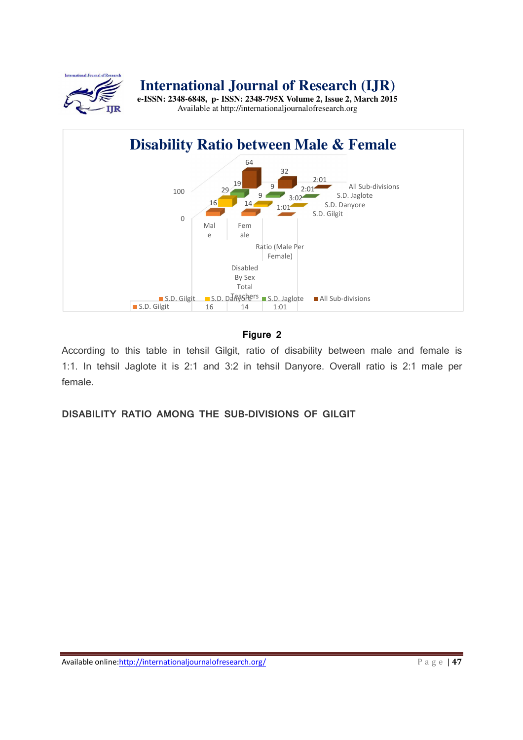**Disability Ratio between Male & Female**

| | Disabled By Sex Total Teachers | | |
|---|---|---|---|
| | Male | Female | Ratio (Male Per Female) |
| S.D. Gilgit | 16 | 14 | 1:01 |
| S.D. Danyore | 14 | 9 | 3:02 |
| S.D. Jaglote | 19 | 9 | 2:01 |
| All Sub-divisions | 64 | 32 | 2:01 |

**Figure 2**

According to this table in tehsil Gilgit, ratio of disability between male and female is 1:1. In tehsil Jaglote it is 2:1 and 3:2 in tehsil Danyore. Overall ratio is 2:1 male per female.

**DISABILITY RATIO AMONG THE SUB-DIVISIONS OF GILGIT**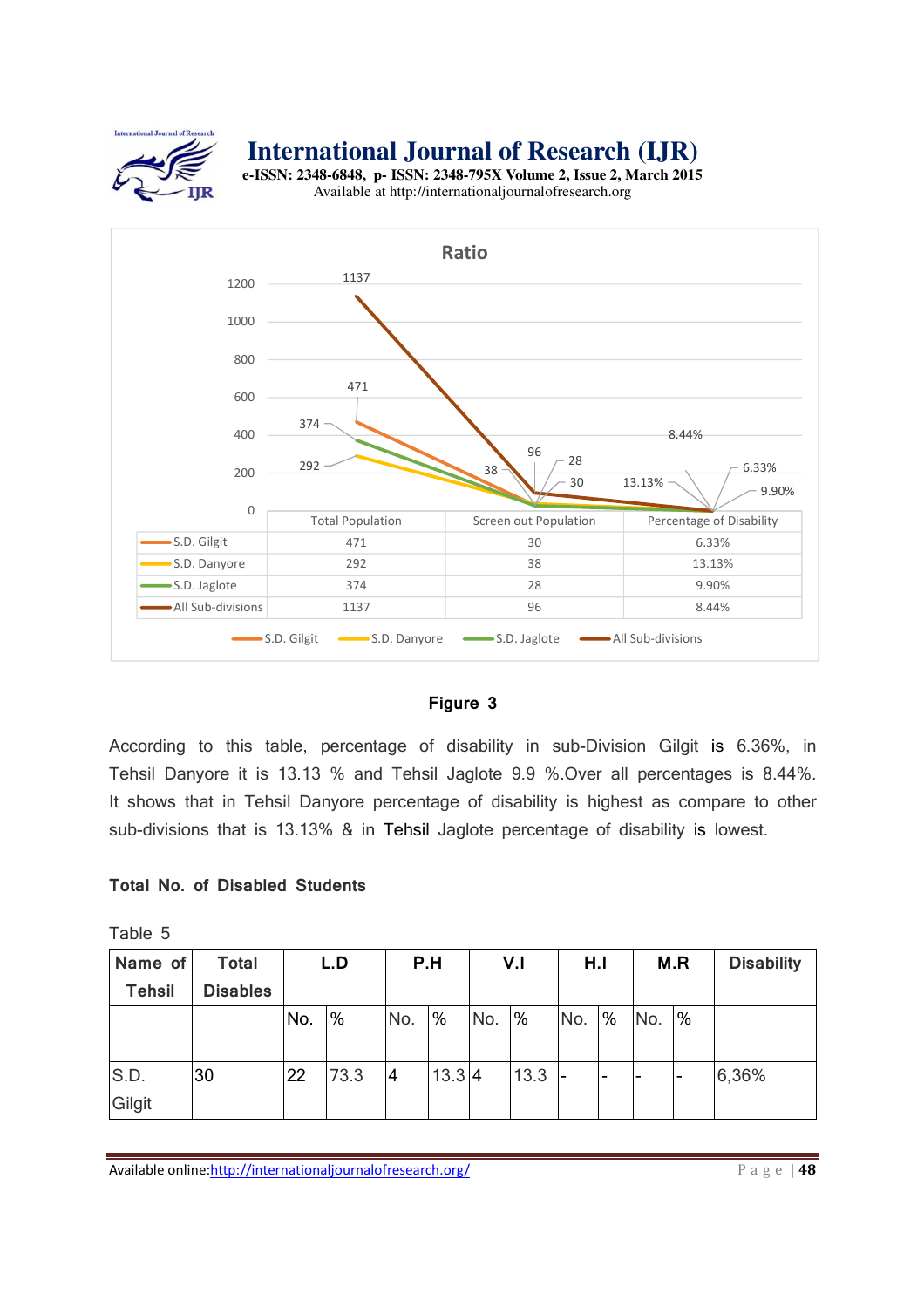**Ratio**

| | Total Population | Screen out Population | Percentage of Disability |
|---|---|---|---|
| S.D. Gilgit | 471 | 30 | 6.33% |
| S.D. Danyore | 292 | 38 | 13.13% |
| S.D. Jaglote | 374 | 28 | 9.90% |
| All Sub-divisions | 1137 | 96 | 8.44% |

**Figure 3**

According to this table, percentage of disability in sub-Division Gilgit is 6.36%, in Tehsil Danyore it is 13.13 % and Tehsil Jaglote 9.9 %.Over all percentages is 8.44%. It shows that in Tehsil Danyore percentage of disability is highest as compare to other sub-divisions that is 13.13% & in Tehsil Jaglote percentage of disability is lowest.

**Total No. of Disabled Students**

Table 5

| Name of Tehsil | Total Disables | L.D | | P.H | | V.I | | H.I | | M.R | | Disability |
|---|---|---|---|---|---|---|---|---|---|---|---|---|
| | | No. | % | No. | % | No. | % | No. | % | No. | % | |
| S.D. Gilgit | 30 | 22 | 73.3 | 4 | 13.3 | 4 | 13.3 | - | - | - | - | 6,36% |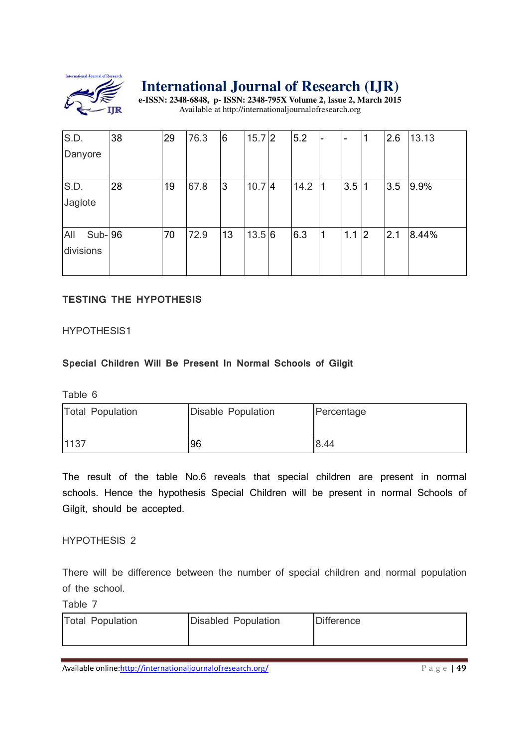| | | | | | | | | | | | | |
|---|---|---|---|---|---|---|---|---|---|---|---|---|
| S.D. Danyore | 38 | 29 | 76.3 | 6 | 15.7 | 2 | 5.2 | - | - | 1 | 2.6 | 13.13 |
| S.D. Jaglote | 28 | 19 | 67.8 | 3 | 10.7 | 4 | 14.2 | 1 | 3.5 | 1 | 3.5 | 9.9% |
| All Sub-divisions | 96 | 70 | 72.9 | 13 | 13.5 | 6 | 6.3 | 1 | 1.1 | 2 | 2.1 | 8.44% |

## TESTING THE HYPOTHESIS

HYPOTHESIS1

**Special Children Will Be Present In Normal Schools of Gilgit**

Table 6

| Total Population | Disable Population | Percentage |
|---|---|---|
| 1137 | 96 | 8.44 |

The result of the table No.6 reveals that special children are present in normal schools. Hence the hypothesis Special Children will be present in normal Schools of Gilgit, should be accepted.

HYPOTHESIS 2

There will be difference between the number of special children and normal population of the school.

Table 7

| Total Population | Disabled Population | Difference |
|---|---|---|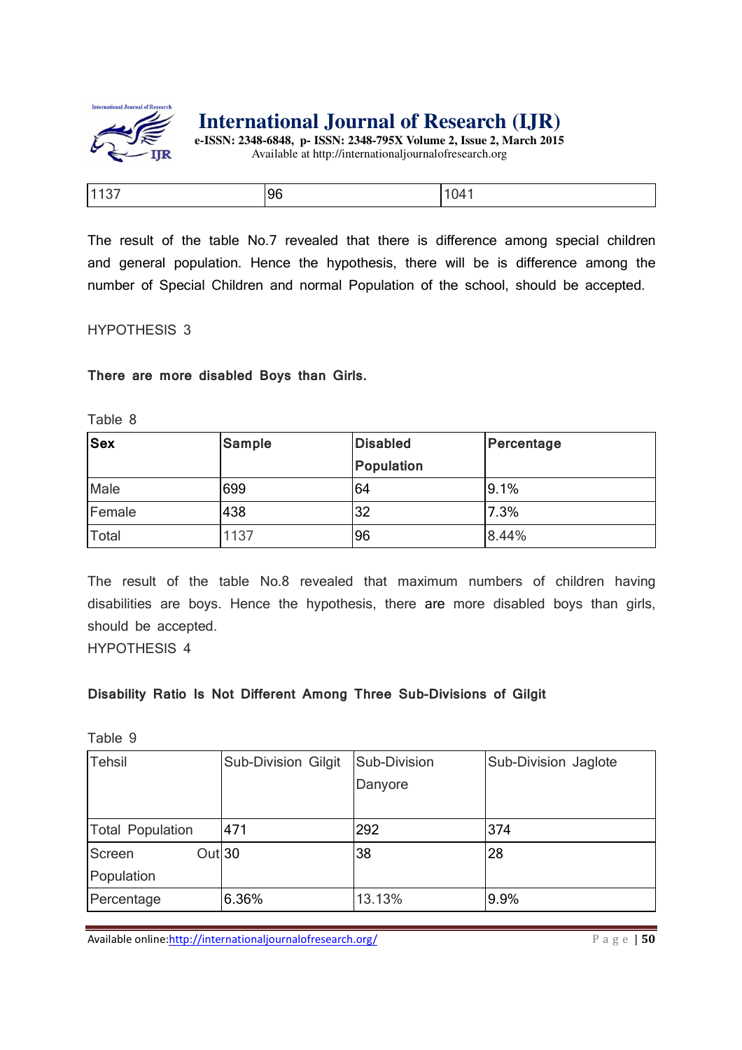| 1137 | 96 | 1041 |
|---|---|---|

The result of the table No.7 revealed that there is difference among special children and general population. Hence the hypothesis, there will be is difference among the number of Special Children and normal Population of the school, should be accepted.

HYPOTHESIS 3

**There are more disabled Boys than Girls.**

Table 8

| **Sex** | **Sample** | **Disabled Population** | **Percentage** |
|---|---|---|---|
| Male | 699 | 64 | 9.1% |
| Female | 438 | 32 | 7.3% |
| Total | 1137 | 96 | 8.44% |

The result of the table No.8 revealed that maximum numbers of children having disabilities are boys. Hence the hypothesis, there are more disabled boys than girls, should be accepted.

HYPOTHESIS 4

**Disability Ratio Is Not Different Among Three Sub-Divisions of Gilgit**

Table 9

| Tehsil | Sub-Division Gilgit | Sub-Division Danyore | Sub-Division Jaglote |
|---|---|---|---|
| Total Population | 471 | 292 | 374 |
| Screen Out Population | 30 | 38 | 28 |
| Percentage | 6.36% | 13.13% | 9.9% |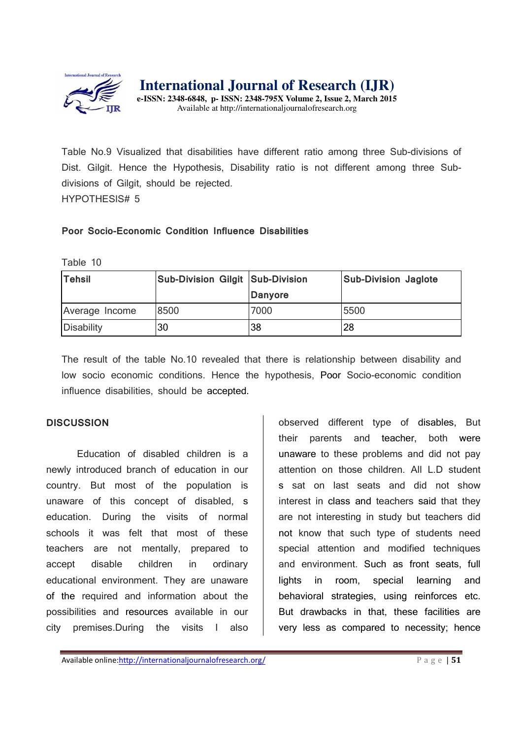Table No.9 Visualized that disabilities have different ratio among three Sub-divisions of Dist. Gilgit. Hence the Hypothesis, Disability ratio is not different among three Sub-divisions of Gilgit, should be rejected.

HYPOTHESIS# 5

**Poor Socio-Economic Condition Influence Disabilities**

Table 10

| **Tehsil** | **Sub-Division Gilgit** | **Sub-Division Danyore** | **Sub-Division Jaglote** |
|---|---|---|---|
| Average Income | 8500 | 7000 | 5500 |
| Disability | 30 | 38 | 28 |

The result of the table No.10 revealed that there is relationship between disability and low socio economic conditions. Hence the hypothesis, Poor Socio-economic condition influence disabilities, should be accepted.

## DISCUSSION

Education of disabled children is a newly introduced branch of education in our country. But most of the population is unaware of this concept of disabled, s education. During the visits of normal schools it was felt that most of these teachers are not mentally, prepared to accept disable children in ordinary educational environment. They are unaware of the required and information about the possibilities and resources available in our city premises.During the visits I also observed different type of disables, But their parents and teacher, both were unaware to these problems and did not pay attention on those children. All L.D student s sat on last seats and did not show interest in class and teachers said that they are not interesting in study but teachers did not know that such type of students need special attention and modified techniques and environment. Such as front seats, full lights in room, special learning and behavioral strategies, using reinforces etc. But drawbacks in that, these facilities are very less as compared to necessity; hence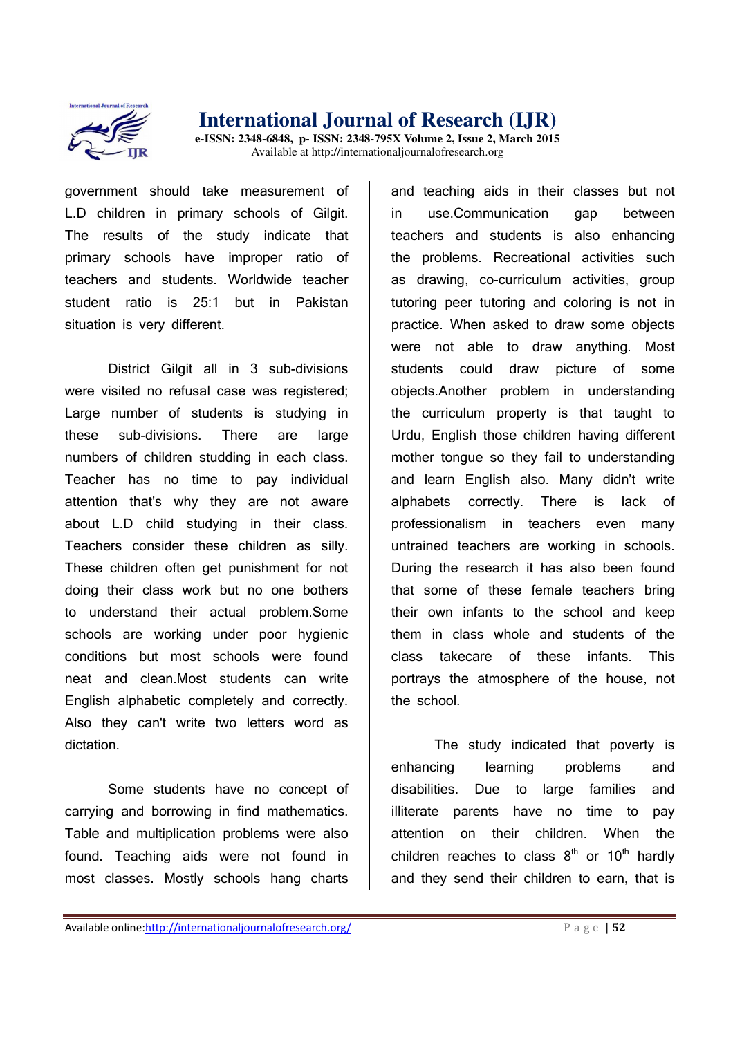government should take measurement of L.D children in primary schools of Gilgit. The results of the study indicate that primary schools have improper ratio of teachers and students. Worldwide teacher student ratio is 25:1 but in Pakistan situation is very different.

District Gilgit all in 3 sub-divisions were visited no refusal case was registered; Large number of students is studying in these sub-divisions. There are large numbers of children studding in each class. Teacher has no time to pay individual attention that's why they are not aware about L.D child studying in their class. Teachers consider these children as silly. These children often get punishment for not doing their class work but no one bothers to understand their actual problem.Some schools are working under poor hygienic conditions but most schools were found neat and clean.Most students can write English alphabetic completely and correctly. Also they can't write two letters word as dictation.

Some students have no concept of carrying and borrowing in find mathematics. Table and multiplication problems were also found. Teaching aids were not found in most classes. Mostly schools hang charts and teaching aids in their classes but not in use.Communication gap between teachers and students is also enhancing the problems. Recreational activities such as drawing, co-curriculum activities, group tutoring peer tutoring and coloring is not in practice. When asked to draw some objects were not able to draw anything. Most students could draw picture of some objects.Another problem in understanding the curriculum property is that taught to Urdu, English those children having different mother tongue so they fail to understanding and learn English also. Many didn't write alphabets correctly. There is lack of professionalism in teachers even many untrained teachers are working in schools. During the research it has also been found that some of these female teachers bring their own infants to the school and keep them in class whole and students of the class takecare of these infants. This portrays the atmosphere of the house, not the school.

The study indicated that poverty is enhancing learning problems and disabilities. Due to large families and illiterate parents have no time to pay attention on their children. When the children reaches to class 8th or 10th hardly and they send their children to earn, that is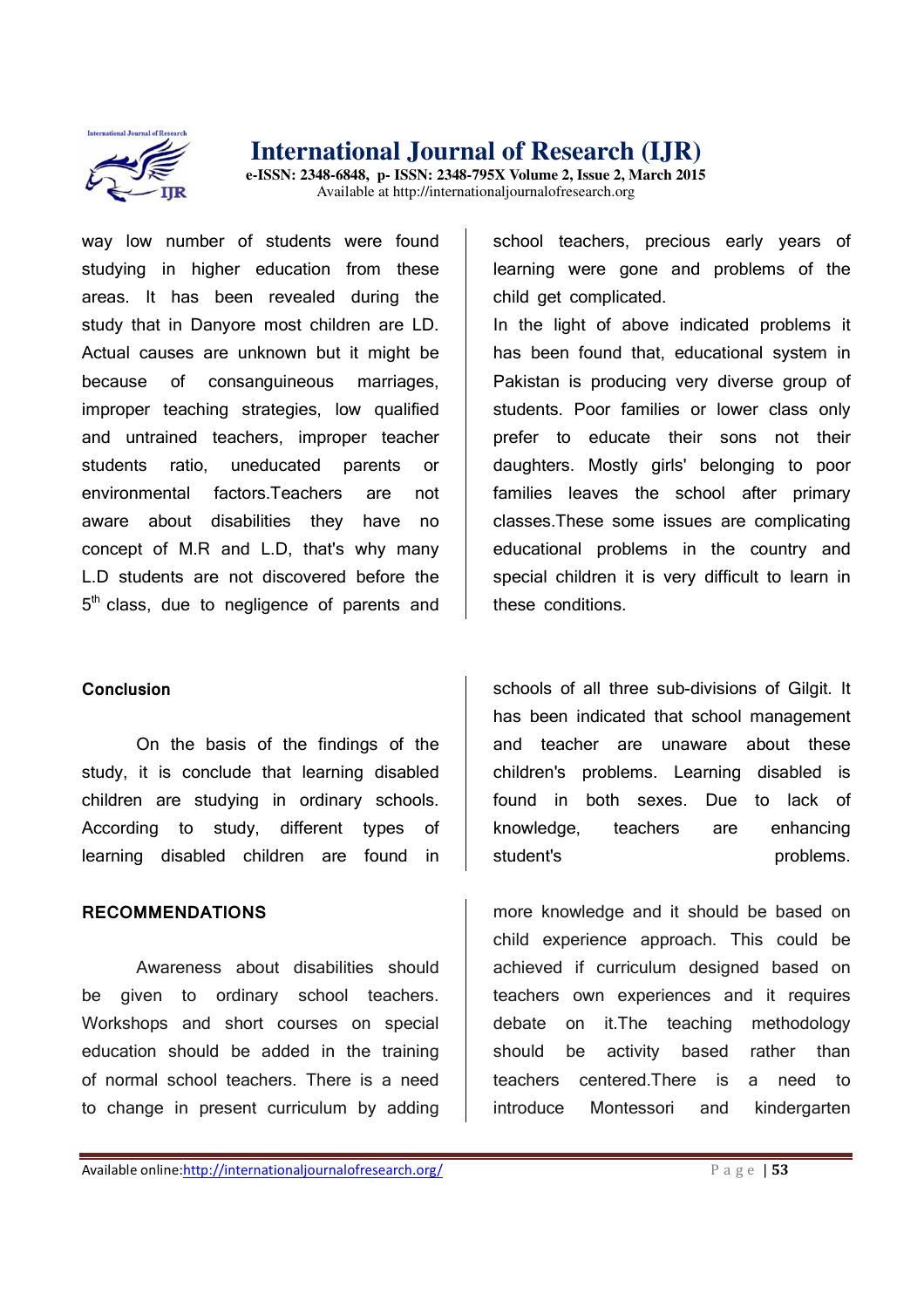way low number of students were found studying in higher education from these areas. It has been revealed during the study that in Danyore most children are LD. Actual causes are unknown but it might be because of consanguineous marriages, improper teaching strategies, low qualified and untrained teachers, improper teacher students ratio, uneducated parents or environmental factors.Teachers are not aware about disabilities they have no concept of M.R and L.D, that's why many L.D students are not discovered before the 5th class, due to negligence of parents and school teachers, precious early years of learning were gone and problems of the child get complicated.

In the light of above indicated problems it has been found that, educational system in Pakistan is producing very diverse group of students. Poor families or lower class only prefer to educate their sons not their daughters. Mostly girls' belonging to poor families leaves the school after primary classes.These some issues are complicating educational problems in the country and special children it is very difficult to learn in these conditions.

**Conclusion**

On the basis of the findings of the study, it is conclude that learning disabled children are studying in ordinary schools. According to study, different types of learning disabled children are found in schools of all three sub-divisions of Gilgit. It has been indicated that school management and teacher are unaware about these children's problems. Learning disabled is found in both sexes. Due to lack of knowledge, teachers are enhancing student's problems.

**RECOMMENDATIONS**

Awareness about disabilities should be given to ordinary school teachers. Workshops and short courses on special education should be added in the training of normal school teachers. There is a need to change in present curriculum by adding more knowledge and it should be based on child experience approach. This could be achieved if curriculum designed based on teachers own experiences and it requires debate on it.The teaching methodology should be activity based rather than teachers centered.There is a need to introduce Montessori and kindergarten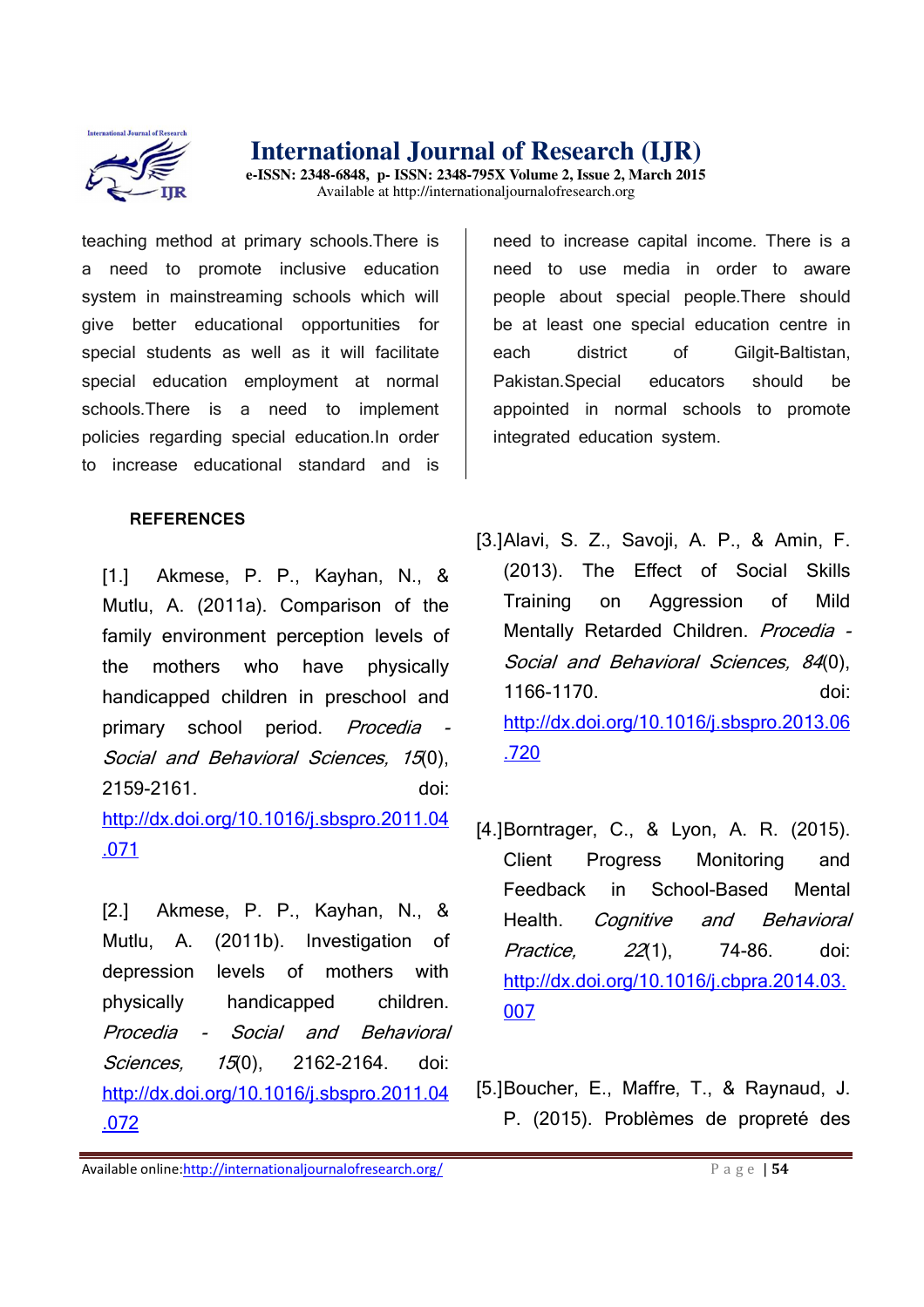teaching method at primary schools.There is a need to promote inclusive education system in mainstreaming schools which will give better educational opportunities for special students as well as it will facilitate special education employment at normal schools.There is a need to implement policies regarding special education.In order to increase educational standard and is need to increase capital income. There is a need to use media in order to aware people about special people.There should be at least one special education centre in each district of Gilgit-Baltistan, Pakistan.Special educators should be appointed in normal schools to promote integrated education system.

**REFERENCES**

[1.] Akmese, P. P., Kayhan, N., & Mutlu, A. (2011a). Comparison of the family environment perception levels of the mothers who have physically handicapped children in preschool and primary school period. *Procedia - Social and Behavioral Sciences, 15*(0), 2159-2161. doi: http://dx.doi.org/10.1016/j.sbspro.2011.04.071

[2.] Akmese, P. P., Kayhan, N., & Mutlu, A. (2011b). Investigation of depression levels of mothers with physically handicapped children. *Procedia - Social and Behavioral Sciences, 15*(0), 2162-2164. doi: http://dx.doi.org/10.1016/j.sbspro.2011.04.072

[3.]Alavi, S. Z., Savoji, A. P., & Amin, F. (2013). The Effect of Social Skills Training on Aggression of Mild Mentally Retarded Children. *Procedia - Social and Behavioral Sciences, 84*(0), 1166-1170. doi: http://dx.doi.org/10.1016/j.sbspro.2013.06.720

[4.]Borntrager, C., & Lyon, A. R. (2015). Client Progress Monitoring and Feedback in School-Based Mental Health. *Cognitive and Behavioral Practice, 22*(1), 74-86. doi: http://dx.doi.org/10.1016/j.cbpra.2014.03.007

[5.]Boucher, E., Maffre, T., & Raynaud, J. P. (2015). Problèmes de propreté des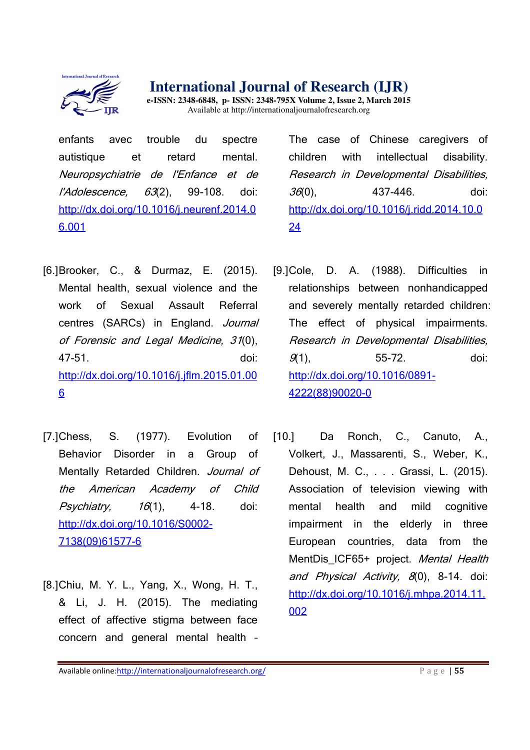enfants avec trouble du spectre autistique et retard mental. *Neuropsychiatrie de l'Enfance et de l'Adolescence, 63*(2), 99-108. doi: http://dx.doi.org/10.1016/j.neurenf.2014.06.001

[6.]Brooker, C., & Durmaz, E. (2015). Mental health, sexual violence and the work of Sexual Assault Referral centres (SARCs) in England. *Journal of Forensic and Legal Medicine, 31*(0), 47-51. doi: http://dx.doi.org/10.1016/j.jflm.2015.01.006

[7.]Chess, S. (1977). Evolution of Behavior Disorder in a Group of Mentally Retarded Children. *Journal of the American Academy of Child Psychiatry, 16*(1), 4-18. doi: http://dx.doi.org/10.1016/S0002-7138(09)61577-6

[8.]Chiu, M. Y. L., Yang, X., Wong, H. T., & Li, J. H. (2015). The mediating effect of affective stigma between face concern and general mental health – The case of Chinese caregivers of children with intellectual disability. *Research in Developmental Disabilities, 36*(0), 437-446. doi: http://dx.doi.org/10.1016/j.ridd.2014.10.024

[9.]Cole, D. A. (1988). Difficulties in relationships between nonhandicapped and severely mentally retarded children: The effect of physical impairments. *Research in Developmental Disabilities, 9*(1), 55-72. doi: http://dx.doi.org/10.1016/0891-4222(88)90020-0

[10.] Da Ronch, C., Canuto, A., Volkert, J., Massarenti, S., Weber, K., Dehoust, M. C., . . . Grassi, L. (2015). Association of television viewing with mental health and mild cognitive impairment in the elderly in three European countries, data from the MentDis_ICF65+ project. *Mental Health and Physical Activity, 8*(0), 8-14. doi: http://dx.doi.org/10.1016/j.mhpa.2014.11.002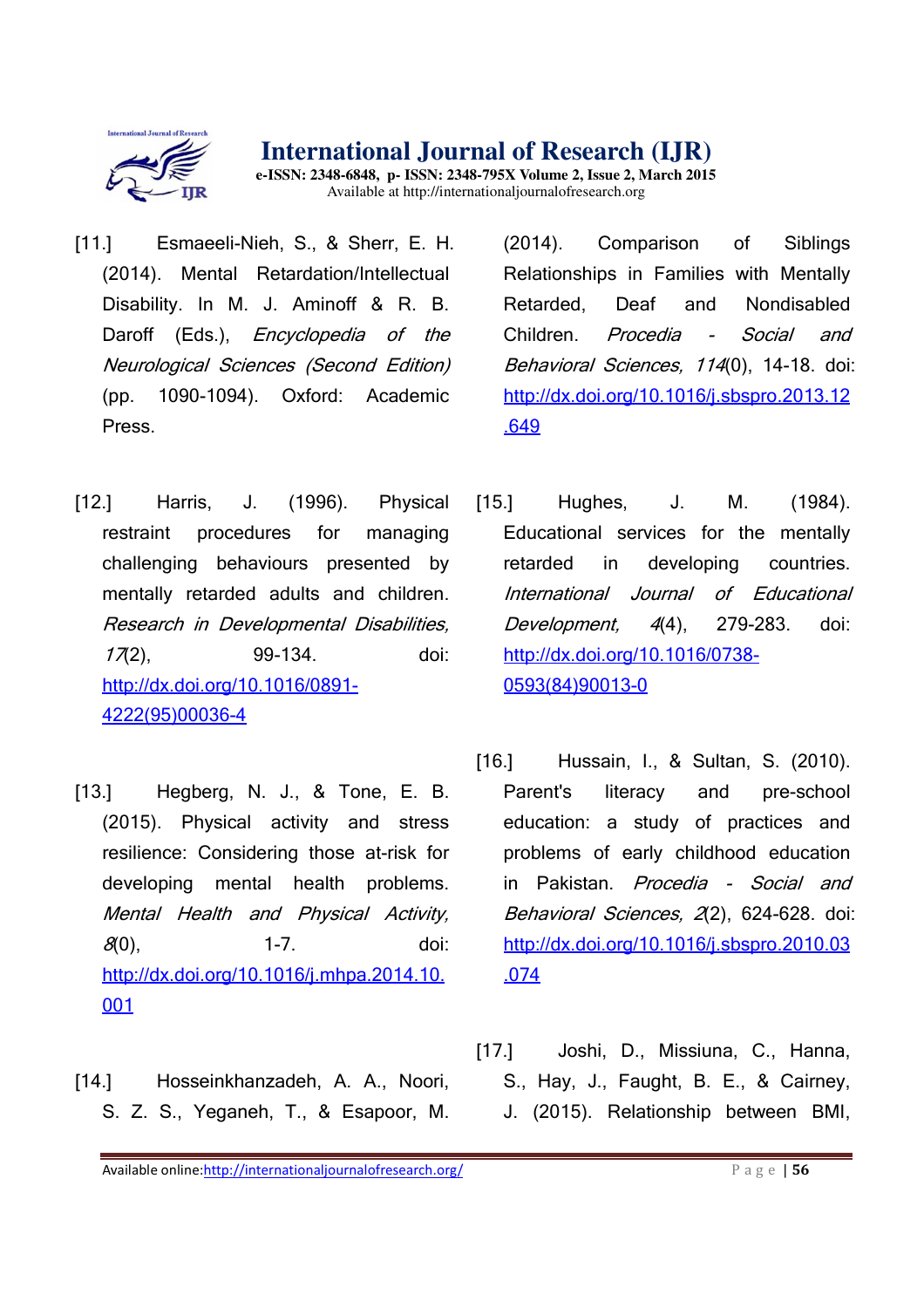[11.] Esmaeeli-Nieh, S., & Sherr, E. H. (2014). Mental Retardation/Intellectual Disability. In M. J. Aminoff & R. B. Daroff (Eds.), *Encyclopedia of the Neurological Sciences (Second Edition)* (pp. 1090-1094). Oxford: Academic Press.

[12.] Harris, J. (1996). Physical restraint procedures for managing challenging behaviours presented by mentally retarded adults and children. *Research in Developmental Disabilities, 17*(2), 99-134. doi: http://dx.doi.org/10.1016/0891-4222(95)00036-4

[13.] Hegberg, N. J., & Tone, E. B. (2015). Physical activity and stress resilience: Considering those at-risk for developing mental health problems. *Mental Health and Physical Activity, 8*(0), 1-7. doi: http://dx.doi.org/10.1016/j.mhpa.2014.10.001

[14.] Hosseinkhanzadeh, A. A., Noori, S. Z. S., Yeganeh, T., & Esapoor, M. (2014). Comparison of Siblings Relationships in Families with Mentally Retarded, Deaf and Nondisabled Children. *Procedia - Social and Behavioral Sciences, 114*(0), 14-18. doi: http://dx.doi.org/10.1016/j.sbspro.2013.12.649

[15.] Hughes, J. M. (1984). Educational services for the mentally retarded in developing countries. *International Journal of Educational Development, 4*(4), 279-283. doi: http://dx.doi.org/10.1016/0738-0593(84)90013-0

[16.] Hussain, I., & Sultan, S. (2010). Parent's literacy and pre-school education: a study of practices and problems of early childhood education in Pakistan. *Procedia - Social and Behavioral Sciences, 2*(2), 624-628. doi: http://dx.doi.org/10.1016/j.sbspro.2010.03.074

[17.] Joshi, D., Missiuna, C., Hanna, S., Hay, J., Faught, B. E., & Cairney, J. (2015). Relationship between BMI,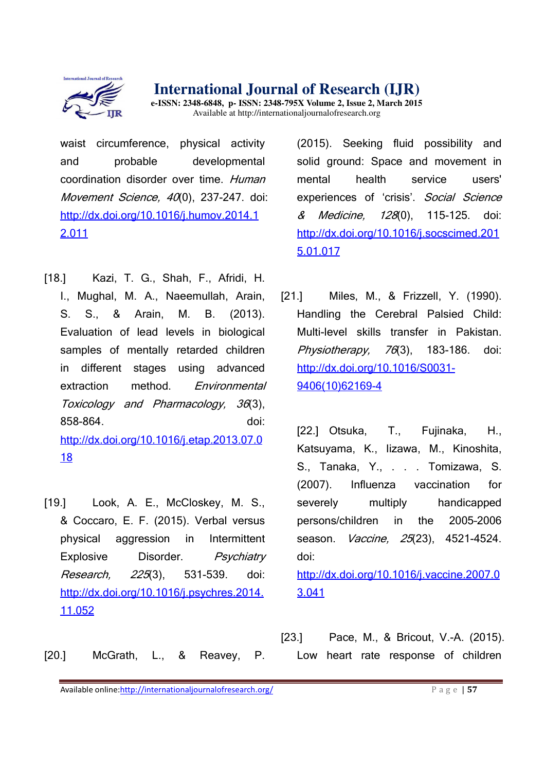waist circumference, physical activity and probable developmental coordination disorder over time. *Human Movement Science, 40*(0), 237-247. doi: http://dx.doi.org/10.1016/j.humov.2014.12.011

[18.] Kazi, T. G., Shah, F., Afridi, H. I., Mughal, M. A., Naeemullah, Arain, S. S., & Arain, M. B. (2013). Evaluation of lead levels in biological samples of mentally retarded children in different stages using advanced extraction method. *Environmental Toxicology and Pharmacology, 36*(3), 858-864. doi: http://dx.doi.org/10.1016/j.etap.2013.07.018

[19.] Look, A. E., McCloskey, M. S., & Coccaro, E. F. (2015). Verbal versus physical aggression in Intermittent Explosive Disorder. *Psychiatry Research, 225*(3), 531-539. doi: http://dx.doi.org/10.1016/j.psychres.2014.11.052

[20.] McGrath, L., & Reavey, P. (2015). Seeking fluid possibility and solid ground: Space and movement in mental health service users' experiences of 'crisis'. *Social Science & Medicine, 128*(0), 115-125. doi: http://dx.doi.org/10.1016/j.socscimed.2015.01.017

[21.] Miles, M., & Frizzell, Y. (1990). Handling the Cerebral Palsied Child: Multi-level skills transfer in Pakistan. *Physiotherapy, 76*(3), 183-186. doi: http://dx.doi.org/10.1016/S0031-9406(10)62169-4

[22.] Otsuka, T., Fujinaka, H., Katsuyama, K., Iizawa, M., Kinoshita, S., Tanaka, Y., . . . Tomizawa, S. (2007). Influenza vaccination for severely multiply handicapped persons/children in the 2005-2006 season. *Vaccine, 25*(23), 4521-4524. doi: http://dx.doi.org/10.1016/j.vaccine.2007.03.041

[23.] Pace, M., & Bricout, V.-A. (2015). Low heart rate response of children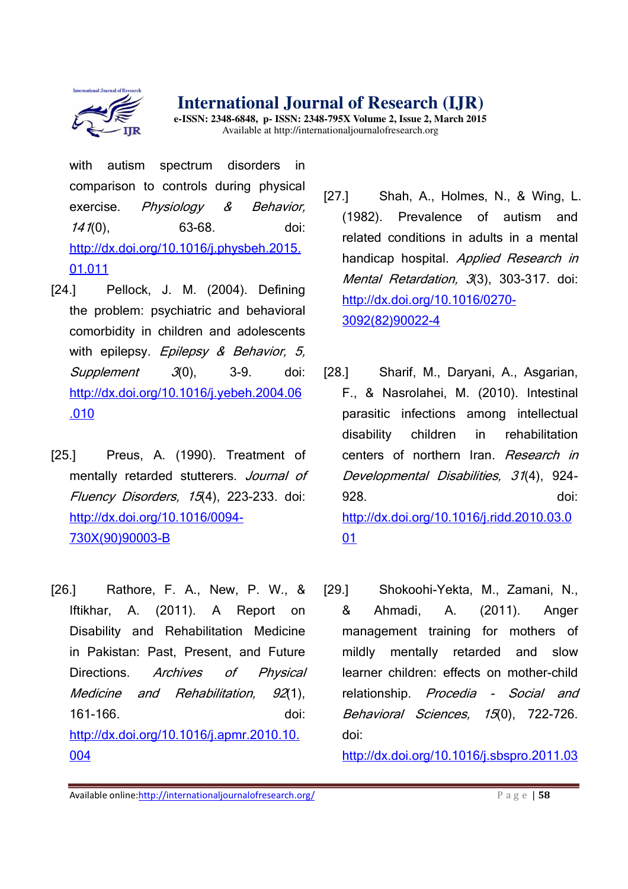with autism spectrum disorders in comparison to controls during physical exercise. *Physiology & Behavior, 141*(0), 63-68. doi: http://dx.doi.org/10.1016/j.physbeh.2015.01.011

[24.] Pellock, J. M. (2004). Defining the problem: psychiatric and behavioral comorbidity in children and adolescents with epilepsy. *Epilepsy & Behavior, 5, Supplement 3*(0), 3-9. doi: http://dx.doi.org/10.1016/j.yebeh.2004.06.010

[25.] Preus, A. (1990). Treatment of mentally retarded stutterers. *Journal of Fluency Disorders, 15*(4), 223-233. doi: http://dx.doi.org/10.1016/0094-730X(90)90003-B

[26.] Rathore, F. A., New, P. W., & Iftikhar, A. (2011). A Report on Disability and Rehabilitation Medicine in Pakistan: Past, Present, and Future Directions. *Archives of Physical Medicine and Rehabilitation, 92*(1), 161-166. doi: http://dx.doi.org/10.1016/j.apmr.2010.10.004

[27.] Shah, A., Holmes, N., & Wing, L. (1982). Prevalence of autism and related conditions in adults in a mental handicap hospital. *Applied Research in Mental Retardation, 3*(3), 303-317. doi: http://dx.doi.org/10.1016/0270-3092(82)90022-4

[28.] Sharif, M., Daryani, A., Asgarian, F., & Nasrolahei, M. (2010). Intestinal parasitic infections among intellectual disability children in rehabilitation centers of northern Iran. *Research in Developmental Disabilities, 31*(4), 924-928. doi: http://dx.doi.org/10.1016/j.ridd.2010.03.001

[29.] Shokoohi-Yekta, M., Zamani, N., & Ahmadi, A. (2011). Anger management training for mothers of mildly mentally retarded and slow learner children: effects on mother-child relationship. *Procedia - Social and Behavioral Sciences, 15*(0), 722-726. doi: http://dx.doi.org/10.1016/j.sbspro.2011.03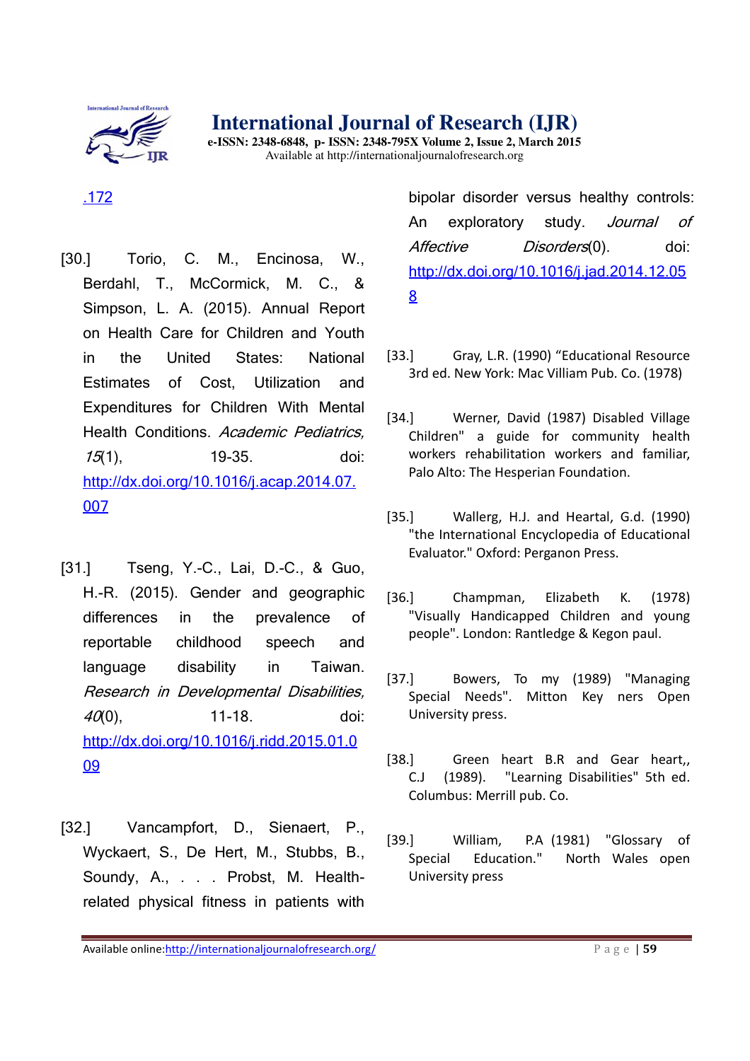.172

[30.] Torio, C. M., Encinosa, W., Berdahl, T., McCormick, M. C., & Simpson, L. A. (2015). Annual Report on Health Care for Children and Youth in the United States: National Estimates of Cost, Utilization and Expenditures for Children With Mental Health Conditions. *Academic Pediatrics, 15*(1), 19-35. doi: http://dx.doi.org/10.1016/j.acap.2014.07.007

[31.] Tseng, Y.-C., Lai, D.-C., & Guo, H.-R. (2015). Gender and geographic differences in the prevalence of reportable childhood speech and language disability in Taiwan. *Research in Developmental Disabilities, 40*(0), 11-18. doi: http://dx.doi.org/10.1016/j.ridd.2015.01.009

[32.] Vancampfort, D., Sienaert, P., Wyckaert, S., De Hert, M., Stubbs, B., Soundy, A., . . . Probst, M. Health-related physical fitness in patients with bipolar disorder versus healthy controls: An exploratory study. *Journal of Affective Disorders*(0). doi: http://dx.doi.org/10.1016/j.jad.2014.12.058

[33.] Gray, L.R. (1990) "Educational Resource 3rd ed. New York: Mac Villiam Pub. Co. (1978)

[34.] Werner, David (1987) Disabled Village Children" a guide for community health workers rehabilitation workers and familiar, Palo Alto: The Hesperian Foundation.

[35.] Wallerg, H.J. and Heartal, G.d. (1990) "the International Encyclopedia of Educational Evaluator." Oxford: Perganon Press.

[36.] Champman, Elizabeth K. (1978) "Visually Handicapped Children and young people". London: Rantledge & Kegon paul.

[37.] Bowers, To my (1989) "Managing Special Needs". Mitton Key ners Open University press.

[38.] Green heart B.R and Gear heart,, C.J (1989). "Learning Disabilities" 5th ed. Columbus: Merrill pub. Co.

[39.] William, P.A (1981) "Glossary of Special Education." North Wales open University press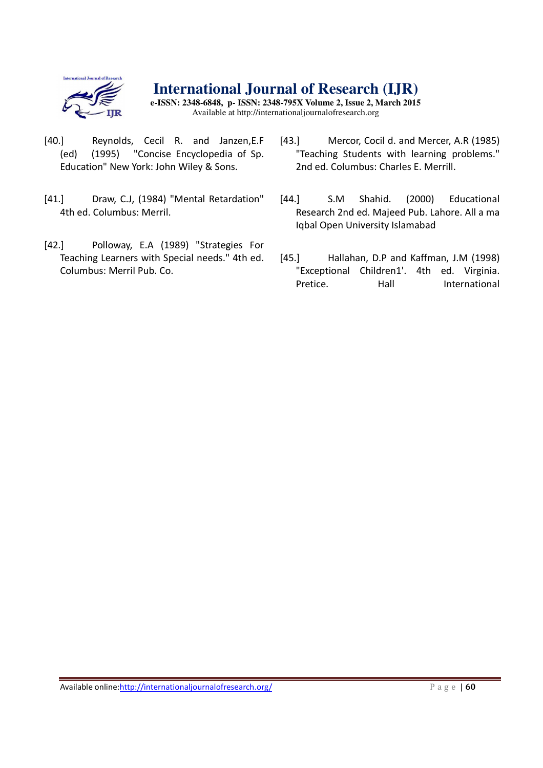[40.] Reynolds, Cecil R. and Janzen,E.F (ed) (1995) "Concise Encyclopedia of Sp. Education" New York: John Wiley & Sons.

[41.] Draw, C.J, (1984) "Mental Retardation" 4th ed. Columbus: Merril.

[42.] Polloway, E.A (1989) "Strategies For Teaching Learners with Special needs." 4th ed. Columbus: Merril Pub. Co.

[43.] Mercor, Cocil d. and Mercer, A.R (1985) "Teaching Students with learning problems." 2nd ed. Columbus: Charles E. Merrill.

[44.] S.M Shahid. (2000) Educational Research 2nd ed. Majeed Pub. Lahore. All a ma Iqbal Open University Islamabad

[45.] Hallahan, D.P and Kaffman, J.M (1998) "Exceptional Children1'. 4th ed. Virginia. Pretice. Hall International